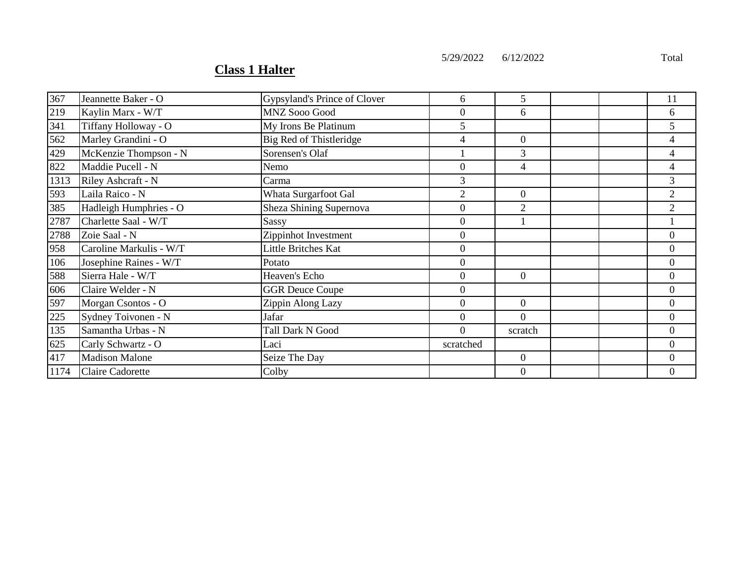## Class 1 Halter

| | | | 5/29/2022 | 6/12/2022 | | | Total |
|---|---|---|---|---|---|---|---|
| 367 | Jeannette Baker - O | Gypsyland's Prince of Clover | 6 | 5 | | | 11 |
| 219 | Kaylin Marx - W/T | MNZ Sooo Good | 0 | 6 | | | 6 |
| 341 | Tiffany Holloway - O | My Irons Be Platinum | 5 | | | | 5 |
| 562 | Marley Grandini - O | Big Red of Thistleridge | 4 | 0 | | | 4 |
| 429 | McKenzie Thompson - N | Sorensen's Olaf | 1 | 3 | | | 4 |
| 822 | Maddie Pucell - N | Nemo | 0 | 4 | | | 4 |
| 1313 | Riley Ashcraft - N | Carma | 3 | | | | 3 |
| 593 | Laila Raico - N | Whata Surgarfoot Gal | 2 | 0 | | | 2 |
| 385 | Hadleigh Humphries - O | Sheza Shining Supernova | 0 | 2 | | | 2 |
| 2787 | Charlette Saal - W/T | Sassy | 0 | 1 | | | 1 |
| 2788 | Zoie Saal - N | Zippinhot Investment | 0 | | | | 0 |
| 958 | Caroline Markulis - W/T | Little Britches Kat | 0 | | | | 0 |
| 106 | Josephine Raines - W/T | Potato | 0 | | | | 0 |
| 588 | Sierra Hale - W/T | Heaven's Echo | 0 | 0 | | | 0 |
| 606 | Claire Welder - N | GGR Deuce Coupe | 0 | | | | 0 |
| 597 | Morgan Csontos - O | Zippin Along Lazy | 0 | 0 | | | 0 |
| 225 | Sydney Toivonen - N | Jafar | 0 | 0 | | | 0 |
| 135 | Samantha Urbas - N | Tall Dark N Good | 0 | scratch | | | 0 |
| 625 | Carly Schwartz - O | Laci | scratched | | | | 0 |
| 417 | Madison Malone | Seize The Day | | 0 | | | 0 |
| 1174 | Claire Cadorette | Colby | | 0 | | | 0 |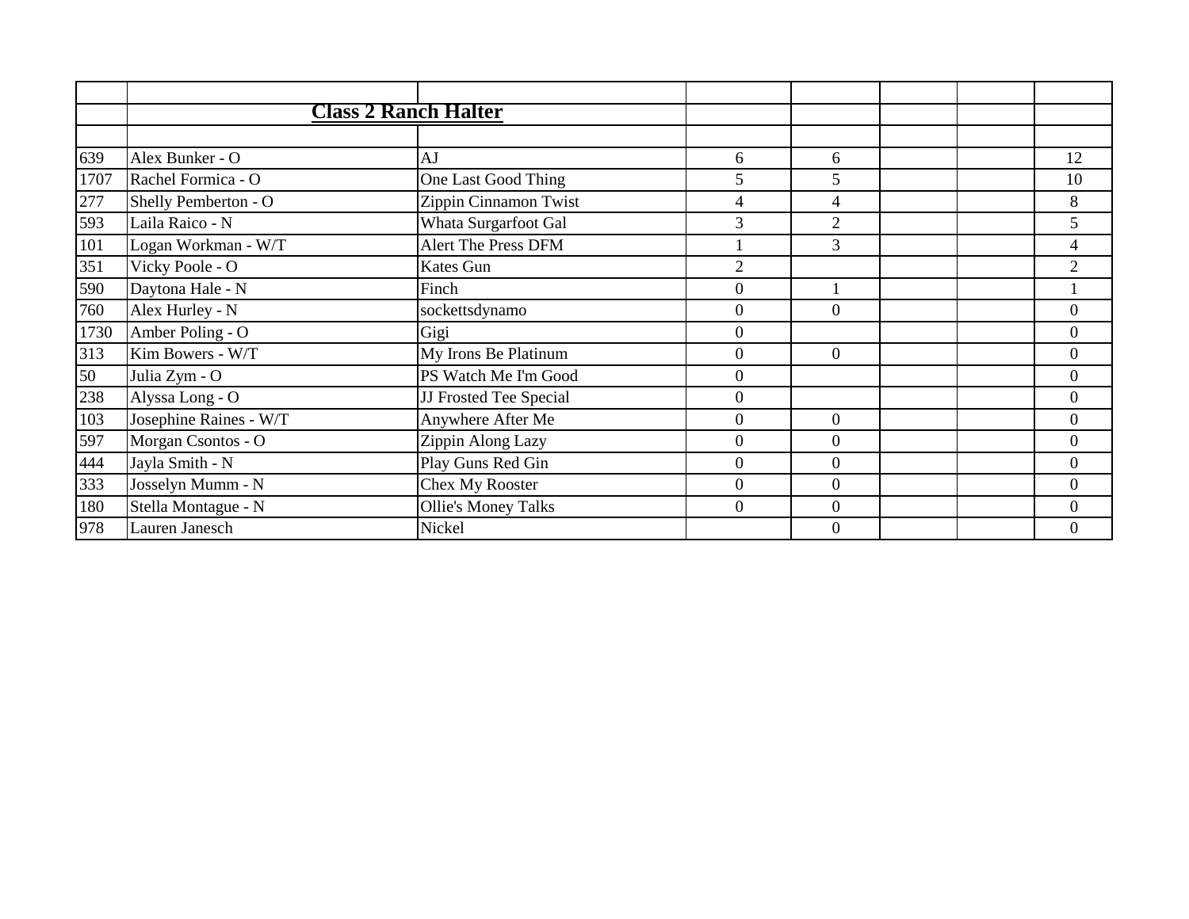| | | | | | | | |
|---|---|---|---|---|---|---|---|
| | **Class 2 Ranch Halter** | | | | | | |
| | | | | | | | |
| 639 | Alex Bunker - O | AJ | 6 | 6 | | | 12 |
| 1707 | Rachel Formica - O | One Last Good Thing | 5 | 5 | | | 10 |
| 277 | Shelly Pemberton - O | Zippin Cinnamon Twist | 4 | 4 | | | 8 |
| 593 | Laila Raico - N | Whata Surgarfoot Gal | 3 | 2 | | | 5 |
| 101 | Logan Workman - W/T | Alert The Press DFM | 1 | 3 | | | 4 |
| 351 | Vicky Poole - O | Kates Gun | 2 | | | | 2 |
| 590 | Daytona Hale - N | Finch | 0 | 1 | | | 1 |
| 760 | Alex Hurley - N | sockettsdynamo | 0 | 0 | | | 0 |
| 1730 | Amber Poling - O | Gigi | 0 | | | | 0 |
| 313 | Kim Bowers - W/T | My Irons Be Platinum | 0 | 0 | | | 0 |
| 50 | Julia Zym - O | PS Watch Me I'm Good | 0 | | | | 0 |
| 238 | Alyssa Long - O | JJ Frosted Tee Special | 0 | | | | 0 |
| 103 | Josephine Raines - W/T | Anywhere After Me | 0 | 0 | | | 0 |
| 597 | Morgan Csontos - O | Zippin Along Lazy | 0 | 0 | | | 0 |
| 444 | Jayla Smith - N | Play Guns Red Gin | 0 | 0 | | | 0 |
| 333 | Josselyn Mumm - N | Chex My Rooster | 0 | 0 | | | 0 |
| 180 | Stella Montague - N | Ollie's Money Talks | 0 | 0 | | | 0 |
| 978 | Lauren Janesch | Nickel | | 0 | | | 0 |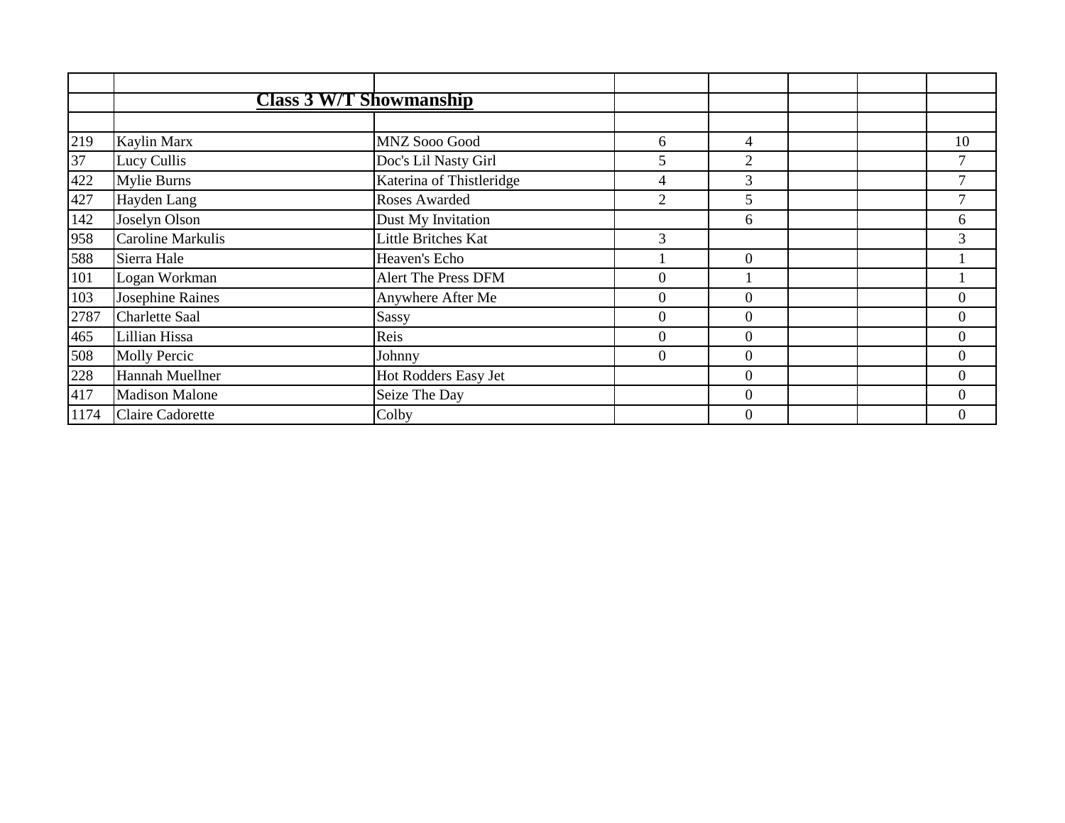| | | | | | | | |
|---|---|---|---|---|---|---|---|
| | **Class 3 W/T Showmanship** | | | | | | |
| | | | | | | | |
| 219 | Kaylin Marx | MNZ Sooo Good | 6 | 4 | | | 10 |
| 37 | Lucy Cullis | Doc's Lil Nasty Girl | 5 | 2 | | | 7 |
| 422 | Mylie Burns | Katerina of Thistleridge | 4 | 3 | | | 7 |
| 427 | Hayden Lang | Roses Awarded | 2 | 5 | | | 7 |
| 142 | Joselyn Olson | Dust My Invitation | | 6 | | | 6 |
| 958 | Caroline Markulis | Little Britches Kat | 3 | | | | 3 |
| 588 | Sierra Hale | Heaven's Echo | 1 | 0 | | | 1 |
| 101 | Logan Workman | Alert The Press DFM | 0 | 1 | | | 1 |
| 103 | Josephine Raines | Anywhere After Me | 0 | 0 | | | 0 |
| 2787 | Charlette Saal | Sassy | 0 | 0 | | | 0 |
| 465 | Lillian Hissa | Reis | 0 | 0 | | | 0 |
| 508 | Molly Percic | Johnny | 0 | 0 | | | 0 |
| 228 | Hannah Muellner | Hot Rodders Easy Jet | | 0 | | | 0 |
| 417 | Madison Malone | Seize The Day | | 0 | | | 0 |
| 1174 | Claire Cadorette | Colby | | 0 | | | 0 |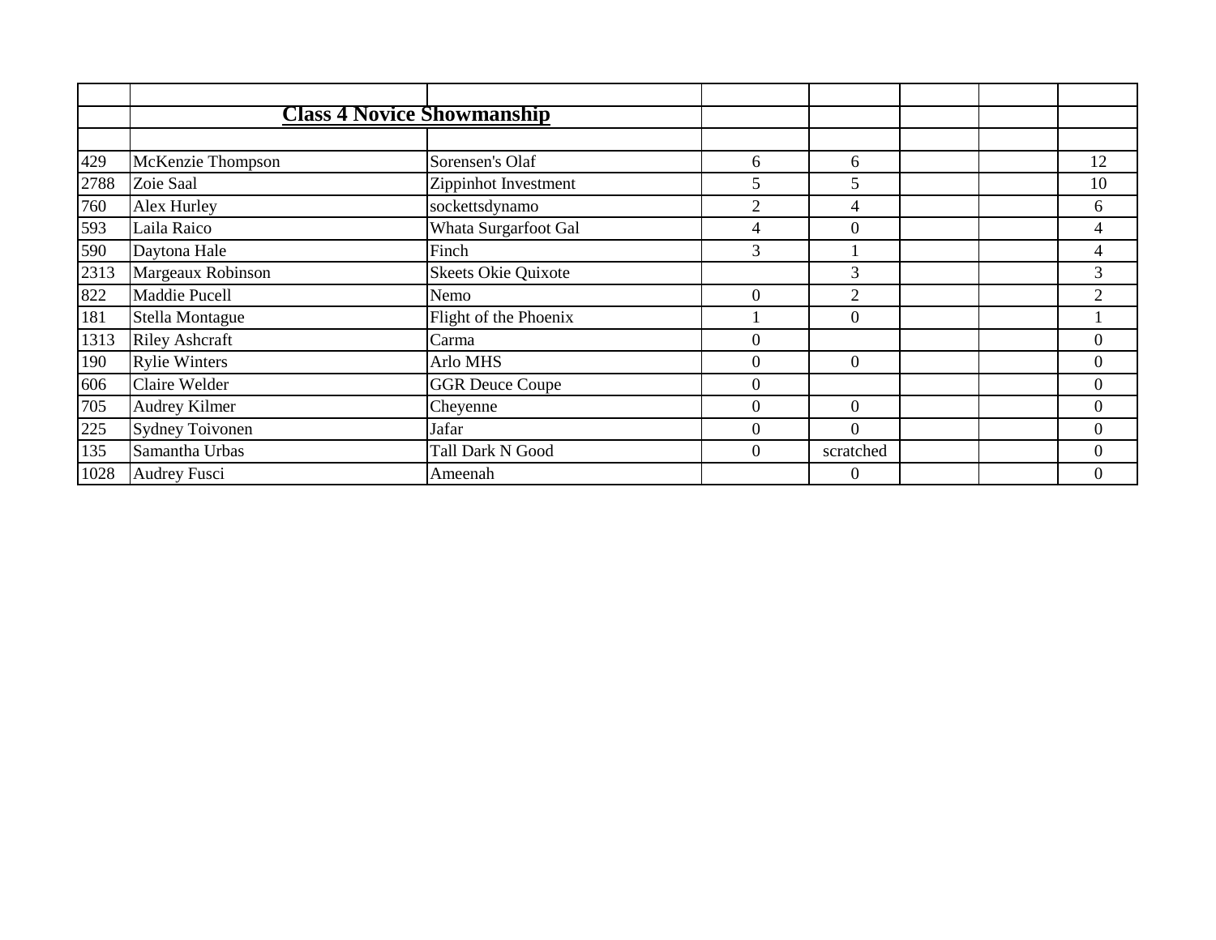## Class 4 Novice Showmanship

| | | | | | | | |
|---|---|---|---|---|---|---|---|
| 429 | McKenzie Thompson | Sorensen's Olaf | 6 | 6 | | | 12 |
| 2788 | Zoie Saal | Zippinhot Investment | 5 | 5 | | | 10 |
| 760 | Alex Hurley | sockettsdynamo | 2 | 4 | | | 6 |
| 593 | Laila Raico | Whata Surgarfoot Gal | 4 | 0 | | | 4 |
| 590 | Daytona Hale | Finch | 3 | 1 | | | 4 |
| 2313 | Margeaux Robinson | Skeets Okie Quixote | | 3 | | | 3 |
| 822 | Maddie Pucell | Nemo | 0 | 2 | | | 2 |
| 181 | Stella Montague | Flight of the Phoenix | 1 | 0 | | | 1 |
| 1313 | Riley Ashcraft | Carma | 0 | | | | 0 |
| 190 | Rylie Winters | Arlo MHS | 0 | 0 | | | 0 |
| 606 | Claire Welder | GGR Deuce Coupe | 0 | | | | 0 |
| 705 | Audrey Kilmer | Cheyenne | 0 | 0 | | | 0 |
| 225 | Sydney Toivonen | Jafar | 0 | 0 | | | 0 |
| 135 | Samantha Urbas | Tall Dark N Good | 0 | scratched | | | 0 |
| 1028 | Audrey Fusci | Ameenah | | 0 | | | 0 |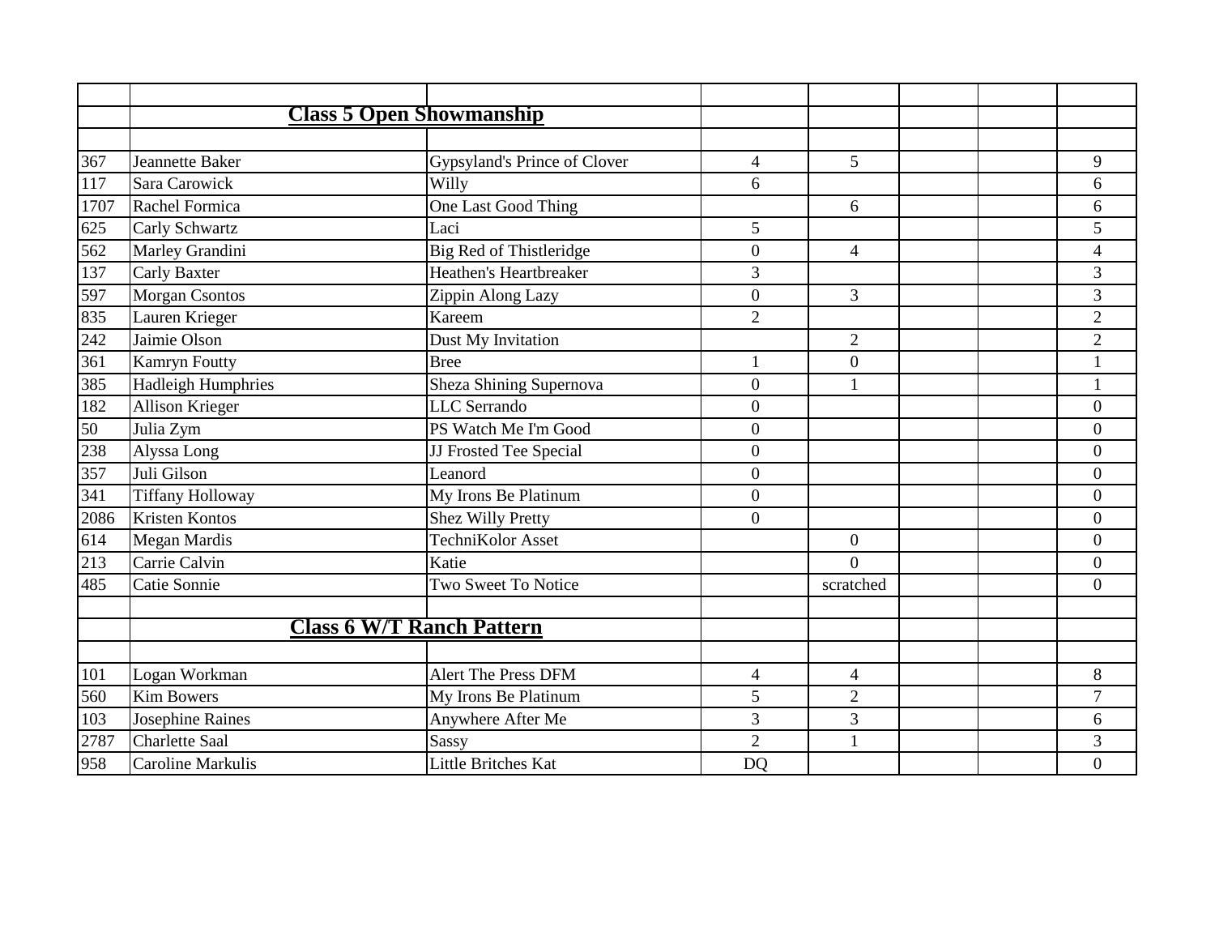| | | | | | | | |
|---|---|---|---|---|---|---|---|
| | **Class 5 Open Showmanship** | | | | | | |
| | | | | | | | |
| 367 | Jeannette Baker | Gypsyland's Prince of Clover | 4 | 5 | | | 9 |
| 117 | Sara Carowick | Willy | 6 | | | | 6 |
| 1707 | Rachel Formica | One Last Good Thing | | 6 | | | 6 |
| 625 | Carly Schwartz | Laci | 5 | | | | 5 |
| 562 | Marley Grandini | Big Red of Thistleridge | 0 | 4 | | | 4 |
| 137 | Carly Baxter | Heathen's Heartbreaker | 3 | | | | 3 |
| 597 | Morgan Csontos | Zippin Along Lazy | 0 | 3 | | | 3 |
| 835 | Lauren Krieger | Kareem | 2 | | | | 2 |
| 242 | Jaimie Olson | Dust My Invitation | | 2 | | | 2 |
| 361 | Kamryn Foutty | Bree | 1 | 0 | | | 1 |
| 385 | Hadleigh Humphries | Sheza Shining Supernova | 0 | 1 | | | 1 |
| 182 | Allison Krieger | LLC Serrando | 0 | | | | 0 |
| 50 | Julia Zym | PS Watch Me I'm Good | 0 | | | | 0 |
| 238 | Alyssa Long | JJ Frosted Tee Special | 0 | | | | 0 |
| 357 | Juli Gilson | Leanord | 0 | | | | 0 |
| 341 | Tiffany Holloway | My Irons Be Platinum | 0 | | | | 0 |
| 2086 | Kristen Kontos | Shez Willy Pretty | 0 | | | | 0 |
| 614 | Megan Mardis | TechniKolor Asset | | 0 | | | 0 |
| 213 | Carrie Calvin | Katie | | 0 | | | 0 |
| 485 | Catie Sonnie | Two Sweet To Notice | | scratched | | | 0 |
| | | | | | | | |
| | **Class 6 W/T Ranch Pattern** | | | | | | |
| | | | | | | | |
| 101 | Logan Workman | Alert The Press DFM | 4 | 4 | | | 8 |
| 560 | Kim Bowers | My Irons Be Platinum | 5 | 2 | | | 7 |
| 103 | Josephine Raines | Anywhere After Me | 3 | 3 | | | 6 |
| 2787 | Charlette Saal | Sassy | 2 | 1 | | | 3 |
| 958 | Caroline Markulis | Little Britches Kat | DQ | | | | 0 |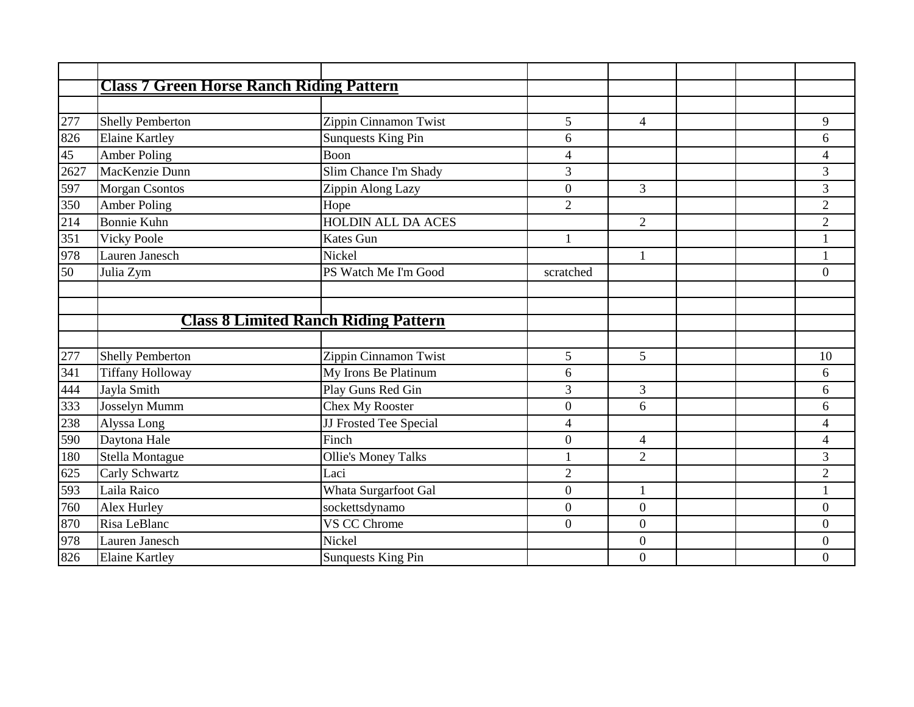| | | | | | | | |
|---|---|---|---|---|---|---|---|
| | **Class 7 Green Horse Ranch Riding Pattern** | | | | | | |
| | | | | | | | |
| 277 | Shelly Pemberton | Zippin Cinnamon Twist | 5 | 4 | | | 9 |
| 826 | Elaine Kartley | Sunquests King Pin | 6 | | | | 6 |
| 45 | Amber Poling | Boon | 4 | | | | 4 |
| 2627 | MacKenzie Dunn | Slim Chance I'm Shady | 3 | | | | 3 |
| 597 | Morgan Csontos | Zippin Along Lazy | 0 | 3 | | | 3 |
| 350 | Amber Poling | Hope | 2 | | | | 2 |
| 214 | Bonnie Kuhn | HOLDIN ALL DA ACES | | 2 | | | 2 |
| 351 | Vicky Poole | Kates Gun | 1 | | | | 1 |
| 978 | Lauren Janesch | Nickel | | 1 | | | 1 |
| 50 | Julia Zym | PS Watch Me I'm Good | scratched | | | | 0 |
| | | | | | | | |
| | | | | | | | |
| | **Class 8 Limited Ranch Riding Pattern** | | | | | | |
| | | | | | | | |
| 277 | Shelly Pemberton | Zippin Cinnamon Twist | 5 | 5 | | | 10 |
| 341 | Tiffany Holloway | My Irons Be Platinum | 6 | | | | 6 |
| 444 | Jayla Smith | Play Guns Red Gin | 3 | 3 | | | 6 |
| 333 | Josselyn Mumm | Chex My Rooster | 0 | 6 | | | 6 |
| 238 | Alyssa Long | JJ Frosted Tee Special | 4 | | | | 4 |
| 590 | Daytona Hale | Finch | 0 | 4 | | | 4 |
| 180 | Stella Montague | Ollie's Money Talks | 1 | 2 | | | 3 |
| 625 | Carly Schwartz | Laci | 2 | | | | 2 |
| 593 | Laila Raico | Whata Surgarfoot Gal | 0 | 1 | | | 1 |
| 760 | Alex Hurley | sockettsdynamo | 0 | 0 | | | 0 |
| 870 | Risa LeBlanc | VS CC Chrome | 0 | 0 | | | 0 |
| 978 | Lauren Janesch | Nickel | | 0 | | | 0 |
| 826 | Elaine Kartley | Sunquests King Pin | | 0 | | | 0 |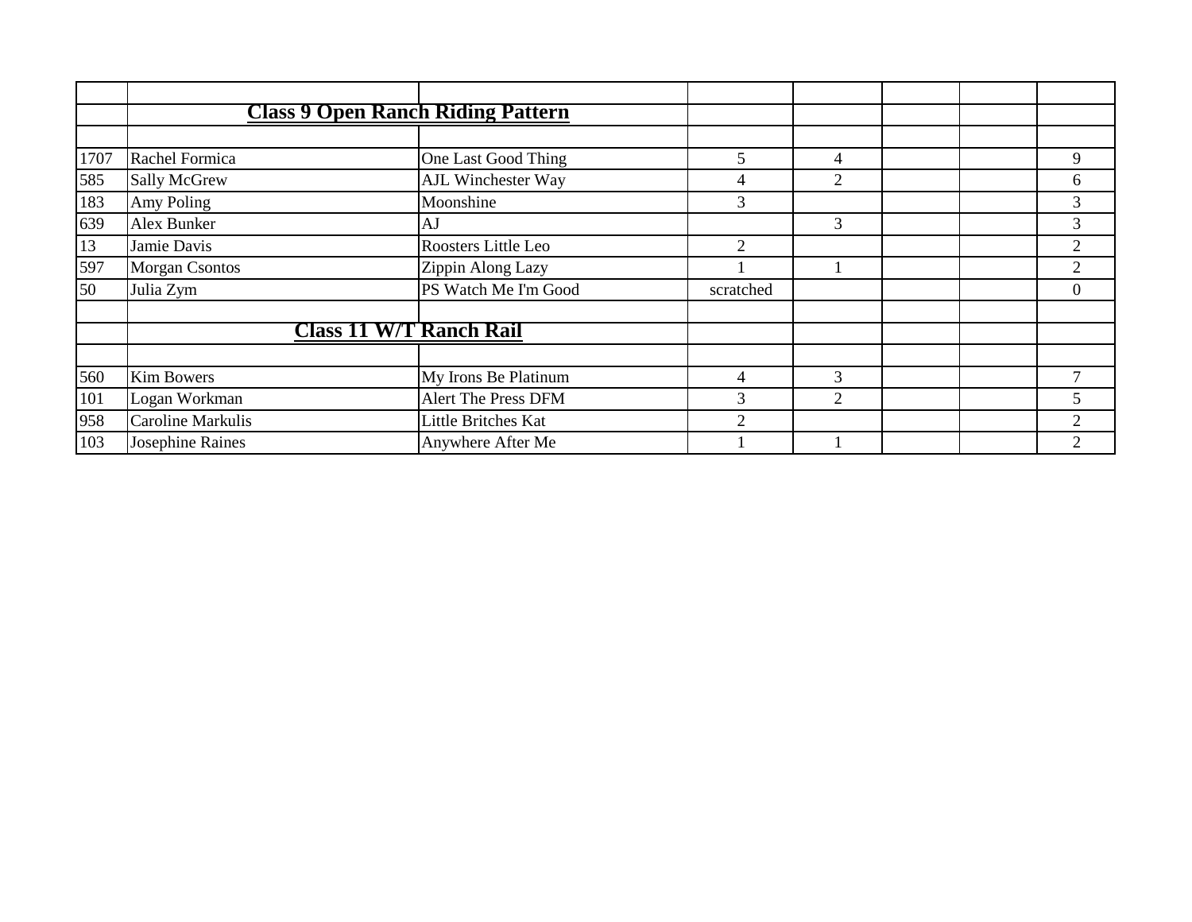| | | | | | | | |
|---|---|---|---|---|---|---|---|
| | **Class 9 Open Ranch Riding Pattern** | | | | | | |
| | | | | | | | |
| 1707 | Rachel Formica | One Last Good Thing | 5 | 4 | | | 9 |
| 585 | Sally McGrew | AJL Winchester Way | 4 | 2 | | | 6 |
| 183 | Amy Poling | Moonshine | 3 | | | | 3 |
| 639 | Alex Bunker | AJ | | 3 | | | 3 |
| 13 | Jamie Davis | Roosters Little Leo | 2 | | | | 2 |
| 597 | Morgan Csontos | Zippin Along Lazy | 1 | 1 | | | 2 |
| 50 | Julia Zym | PS Watch Me I'm Good | scratched | | | | 0 |
| | | | | | | | |
| | **Class 11 W/T Ranch Rail** | | | | | | |
| | | | | | | | |
| 560 | Kim Bowers | My Irons Be Platinum | 4 | 3 | | | 7 |
| 101 | Logan Workman | Alert The Press DFM | 3 | 2 | | | 5 |
| 958 | Caroline Markulis | Little Britches Kat | 2 | | | | 2 |
| 103 | Josephine Raines | Anywhere After Me | 1 | 1 | | | 2 |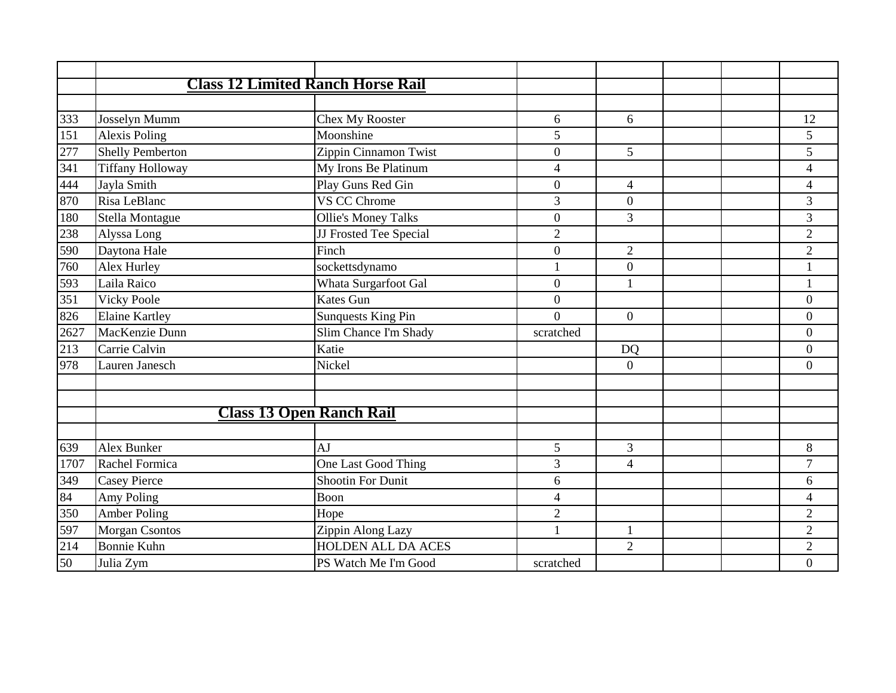| | | | | | | | |
|---|---|---|---|---|---|---|---|
| | **Class 12 Limited Ranch Horse Rail** | | | | | | |
| | | | | | | | |
| 333 | Josselyn Mumm | Chex My Rooster | 6 | 6 | | | 12 |
| 151 | Alexis Poling | Moonshine | 5 | | | | 5 |
| 277 | Shelly Pemberton | Zippin Cinnamon Twist | 0 | 5 | | | 5 |
| 341 | Tiffany Holloway | My Irons Be Platinum | 4 | | | | 4 |
| 444 | Jayla Smith | Play Guns Red Gin | 0 | 4 | | | 4 |
| 870 | Risa LeBlanc | VS CC Chrome | 3 | 0 | | | 3 |
| 180 | Stella Montague | Ollie's Money Talks | 0 | 3 | | | 3 |
| 238 | Alyssa Long | JJ Frosted Tee Special | 2 | | | | 2 |
| 590 | Daytona Hale | Finch | 0 | 2 | | | 2 |
| 760 | Alex Hurley | sockettsdynamo | 1 | 0 | | | 1 |
| 593 | Laila Raico | Whata Surgarfoot Gal | 0 | 1 | | | 1 |
| 351 | Vicky Poole | Kates Gun | 0 | | | | 0 |
| 826 | Elaine Kartley | Sunquests King Pin | 0 | 0 | | | 0 |
| 2627 | MacKenzie Dunn | Slim Chance I'm Shady | scratched | | | | 0 |
| 213 | Carrie Calvin | Katie | | DQ | | | 0 |
| 978 | Lauren Janesch | Nickel | | 0 | | | 0 |
| | | | | | | | |
| | | | | | | | |
| | **Class 13 Open Ranch Rail** | | | | | | |
| | | | | | | | |
| 639 | Alex Bunker | AJ | 5 | 3 | | | 8 |
| 1707 | Rachel Formica | One Last Good Thing | 3 | 4 | | | 7 |
| 349 | Casey Pierce | Shootin For Dunit | 6 | | | | 6 |
| 84 | Amy Poling | Boon | 4 | | | | 4 |
| 350 | Amber Poling | Hope | 2 | | | | 2 |
| 597 | Morgan Csontos | Zippin Along Lazy | 1 | 1 | | | 2 |
| 214 | Bonnie Kuhn | HOLDEN ALL DA ACES | | 2 | | | 2 |
| 50 | Julia Zym | PS Watch Me I'm Good | scratched | | | | 0 |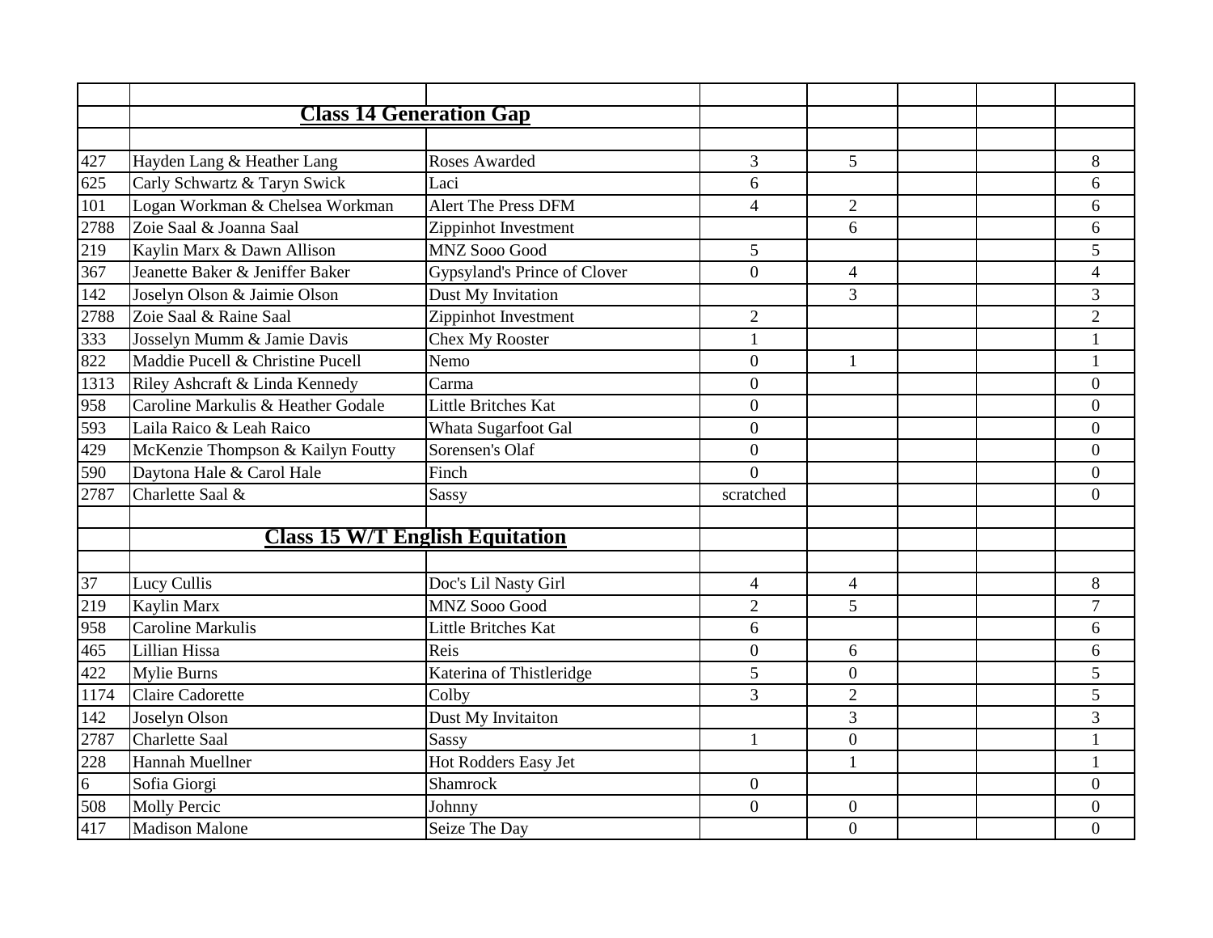| | | | | | | | |
|---|---|---|---|---|---|---|---|
| | **Class 14 Generation Gap** | | | | | | |
| | | | | | | | |
| 427 | Hayden Lang & Heather Lang | Roses Awarded | 3 | 5 | | | 8 |
| 625 | Carly Schwartz & Taryn Swick | Laci | 6 | | | | 6 |
| 101 | Logan Workman & Chelsea Workman | Alert The Press DFM | 4 | 2 | | | 6 |
| 2788 | Zoie Saal & Joanna Saal | Zippinhot Investment | | 6 | | | 6 |
| 219 | Kaylin Marx & Dawn Allison | MNZ Sooo Good | 5 | | | | 5 |
| 367 | Jeanette Baker & Jeniffer Baker | Gypsyland's Prince of Clover | 0 | 4 | | | 4 |
| 142 | Joselyn Olson & Jaimie Olson | Dust My Invitation | | 3 | | | 3 |
| 2788 | Zoie Saal & Raine Saal | Zippinhot Investment | 2 | | | | 2 |
| 333 | Josselyn Mumm & Jamie Davis | Chex My Rooster | 1 | | | | 1 |
| 822 | Maddie Pucell & Christine Pucell | Nemo | 0 | 1 | | | 1 |
| 1313 | Riley Ashcraft & Linda Kennedy | Carma | 0 | | | | 0 |
| 958 | Caroline Markulis & Heather Godale | Little Britches Kat | 0 | | | | 0 |
| 593 | Laila Raico & Leah Raico | Whata Sugarfoot Gal | 0 | | | | 0 |
| 429 | McKenzie Thompson & Kailyn Foutty | Sorensen's Olaf | 0 | | | | 0 |
| 590 | Daytona Hale & Carol Hale | Finch | 0 | | | | 0 |
| 2787 | Charlette Saal & | Sassy | scratched | | | | 0 |
| | | | | | | | |
| | **Class 15 W/T English Equitation** | | | | | | |
| | | | | | | | |
| 37 | Lucy Cullis | Doc's Lil Nasty Girl | 4 | 4 | | | 8 |
| 219 | Kaylin Marx | MNZ Sooo Good | 2 | 5 | | | 7 |
| 958 | Caroline Markulis | Little Britches Kat | 6 | | | | 6 |
| 465 | Lillian Hissa | Reis | 0 | 6 | | | 6 |
| 422 | Mylie Burns | Katerina of Thistleridge | 5 | 0 | | | 5 |
| 1174 | Claire Cadorette | Colby | 3 | 2 | | | 5 |
| 142 | Joselyn Olson | Dust My Invitaiton | | 3 | | | 3 |
| 2787 | Charlette Saal | Sassy | 1 | 0 | | | 1 |
| 228 | Hannah Muellner | Hot Rodders Easy Jet | | 1 | | | 1 |
| 6 | Sofia Giorgi | Shamrock | 0 | | | | 0 |
| 508 | Molly Percic | Johnny | 0 | 0 | | | 0 |
| 417 | Madison Malone | Seize The Day | | 0 | | | 0 |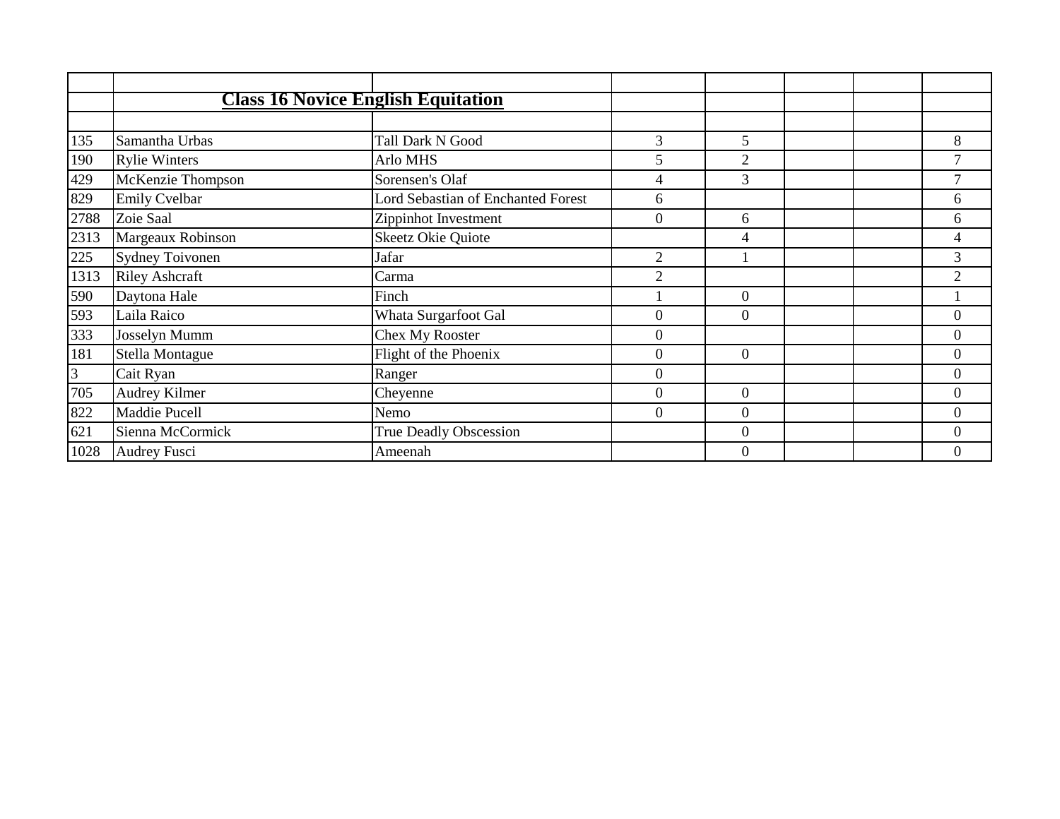| | | | | | | | |
|---|---|---|---|---|---|---|---|
| | **Class 16 Novice English Equitation** | | | | | | |
| | | | | | | | |
| 135 | Samantha Urbas | Tall Dark N Good | 3 | 5 | | | 8 |
| 190 | Rylie Winters | Arlo MHS | 5 | 2 | | | 7 |
| 429 | McKenzie Thompson | Sorensen's Olaf | 4 | 3 | | | 7 |
| 829 | Emily Cvelbar | Lord Sebastian of Enchanted Forest | 6 | | | | 6 |
| 2788 | Zoie Saal | Zippinhot Investment | 0 | 6 | | | 6 |
| 2313 | Margeaux Robinson | Skeetz Okie Quiote | | 4 | | | 4 |
| 225 | Sydney Toivonen | Jafar | 2 | 1 | | | 3 |
| 1313 | Riley Ashcraft | Carma | 2 | | | | 2 |
| 590 | Daytona Hale | Finch | 1 | 0 | | | 1 |
| 593 | Laila Raico | Whata Surgarfoot Gal | 0 | 0 | | | 0 |
| 333 | Josselyn Mumm | Chex My Rooster | 0 | | | | 0 |
| 181 | Stella Montague | Flight of the Phoenix | 0 | 0 | | | 0 |
| 3 | Cait Ryan | Ranger | 0 | | | | 0 |
| 705 | Audrey Kilmer | Cheyenne | 0 | 0 | | | 0 |
| 822 | Maddie Pucell | Nemo | 0 | 0 | | | 0 |
| 621 | Sienna McCormick | True Deadly Obscession | | 0 | | | 0 |
| 1028 | Audrey Fusci | Ameenah | | 0 | | | 0 |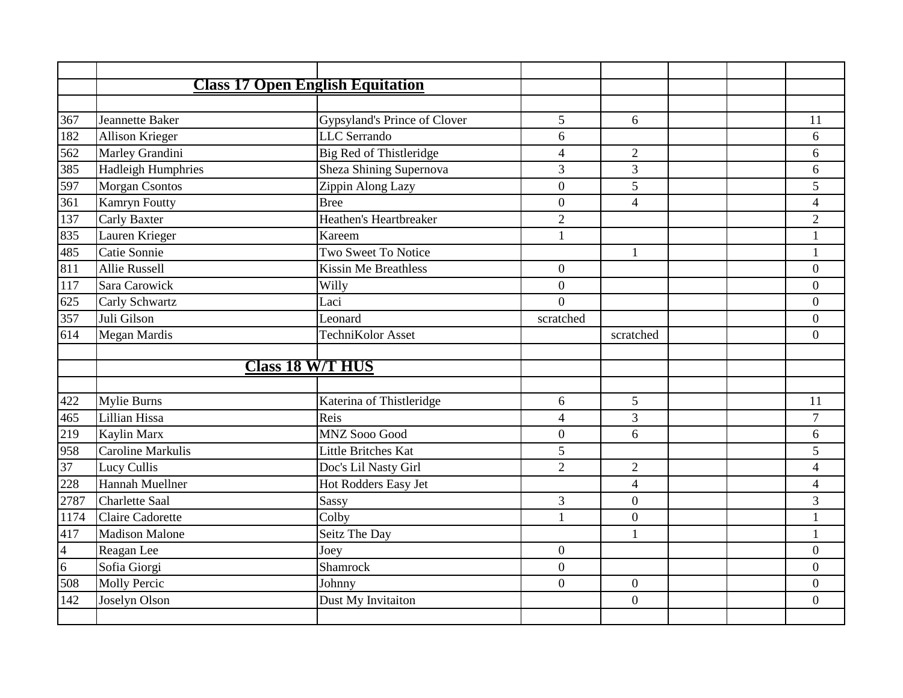| | | | | | | | |
|---|---|---|---|---|---|---|---|
| | **Class 17 Open English Equitation** | | | | | | |
| | | | | | | | |
| 367 | Jeannette Baker | Gypsyland's Prince of Clover | 5 | 6 | | | 11 |
| 182 | Allison Krieger | LLC Serrando | 6 | | | | 6 |
| 562 | Marley Grandini | Big Red of Thistleridge | 4 | 2 | | | 6 |
| 385 | Hadleigh Humphries | Sheza Shining Supernova | 3 | 3 | | | 6 |
| 597 | Morgan Csontos | Zippin Along Lazy | 0 | 5 | | | 5 |
| 361 | Kamryn Foutty | Bree | 0 | 4 | | | 4 |
| 137 | Carly Baxter | Heathen's Heartbreaker | 2 | | | | 2 |
| 835 | Lauren Krieger | Kareem | 1 | | | | 1 |
| 485 | Catie Sonnie | Two Sweet To Notice | | 1 | | | 1 |
| 811 | Allie Russell | Kissin Me Breathless | 0 | | | | 0 |
| 117 | Sara Carowick | Willy | 0 | | | | 0 |
| 625 | Carly Schwartz | Laci | 0 | | | | 0 |
| 357 | Juli Gilson | Leonard | scratched | | | | 0 |
| 614 | Megan Mardis | TechniKolor Asset | | scratched | | | 0 |
| | | | | | | | |
| | **Class 18 W/T HUS** | | | | | | |
| | | | | | | | |
| 422 | Mylie Burns | Katerina of Thistleridge | 6 | 5 | | | 11 |
| 465 | Lillian Hissa | Reis | 4 | 3 | | | 7 |
| 219 | Kaylin Marx | MNZ Sooo Good | 0 | 6 | | | 6 |
| 958 | Caroline Markulis | Little Britches Kat | 5 | | | | 5 |
| 37 | Lucy Cullis | Doc's Lil Nasty Girl | 2 | 2 | | | 4 |
| 228 | Hannah Muellner | Hot Rodders Easy Jet | | 4 | | | 4 |
| 2787 | Charlette Saal | Sassy | 3 | 0 | | | 3 |
| 1174 | Claire Cadorette | Colby | 1 | 0 | | | 1 |
| 417 | Madison Malone | Seitz The Day | | 1 | | | 1 |
| 4 | Reagan Lee | Joey | 0 | | | | 0 |
| 6 | Sofia Giorgi | Shamrock | 0 | | | | 0 |
| 508 | Molly Percic | Johnny | 0 | 0 | | | 0 |
| 142 | Joselyn Olson | Dust My Invitaiton | | 0 | | | 0 |
| | | | | | | | |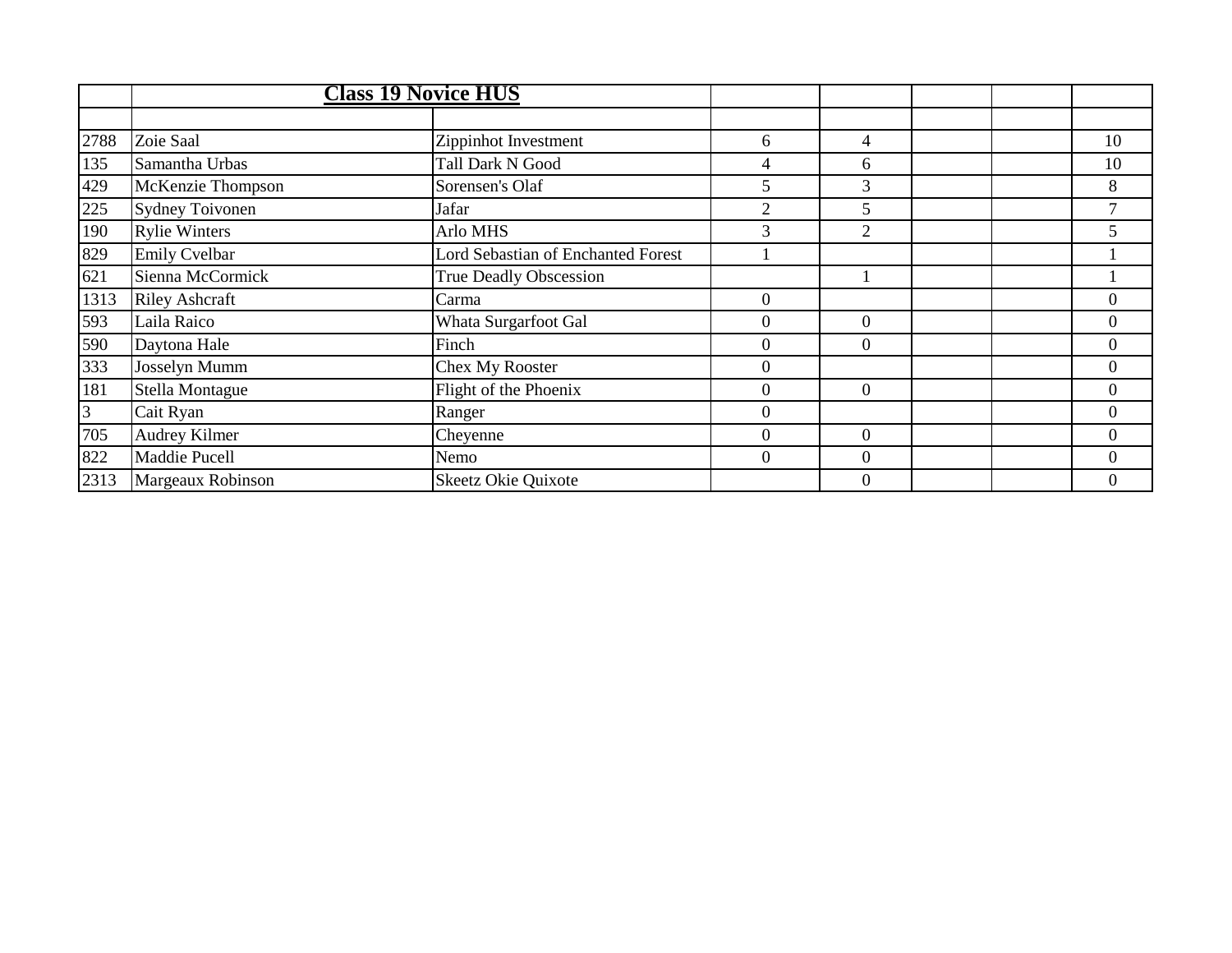| | Class 19 Novice HUS | | | | | | |
|---|---|---|---|---|---|---|---|
| | | | | | | | |
| 2788 | Zoie Saal | Zippinhot Investment | 6 | 4 | | | 10 |
| 135 | Samantha Urbas | Tall Dark N Good | 4 | 6 | | | 10 |
| 429 | McKenzie Thompson | Sorensen's Olaf | 5 | 3 | | | 8 |
| 225 | Sydney Toivonen | Jafar | 2 | 5 | | | 7 |
| 190 | Rylie Winters | Arlo MHS | 3 | 2 | | | 5 |
| 829 | Emily Cvelbar | Lord Sebastian of Enchanted Forest | 1 | | | | 1 |
| 621 | Sienna McCormick | True Deadly Obscession | | 1 | | | 1 |
| 1313 | Riley Ashcraft | Carma | 0 | | | | 0 |
| 593 | Laila Raico | Whata Surgarfoot Gal | 0 | 0 | | | 0 |
| 590 | Daytona Hale | Finch | 0 | 0 | | | 0 |
| 333 | Josselyn Mumm | Chex My Rooster | 0 | | | | 0 |
| 181 | Stella Montague | Flight of the Phoenix | 0 | 0 | | | 0 |
| 3 | Cait Ryan | Ranger | 0 | | | | 0 |
| 705 | Audrey Kilmer | Cheyenne | 0 | 0 | | | 0 |
| 822 | Maddie Pucell | Nemo | 0 | 0 | | | 0 |
| 2313 | Margeaux Robinson | Skeetz Okie Quixote | | 0 | | | 0 |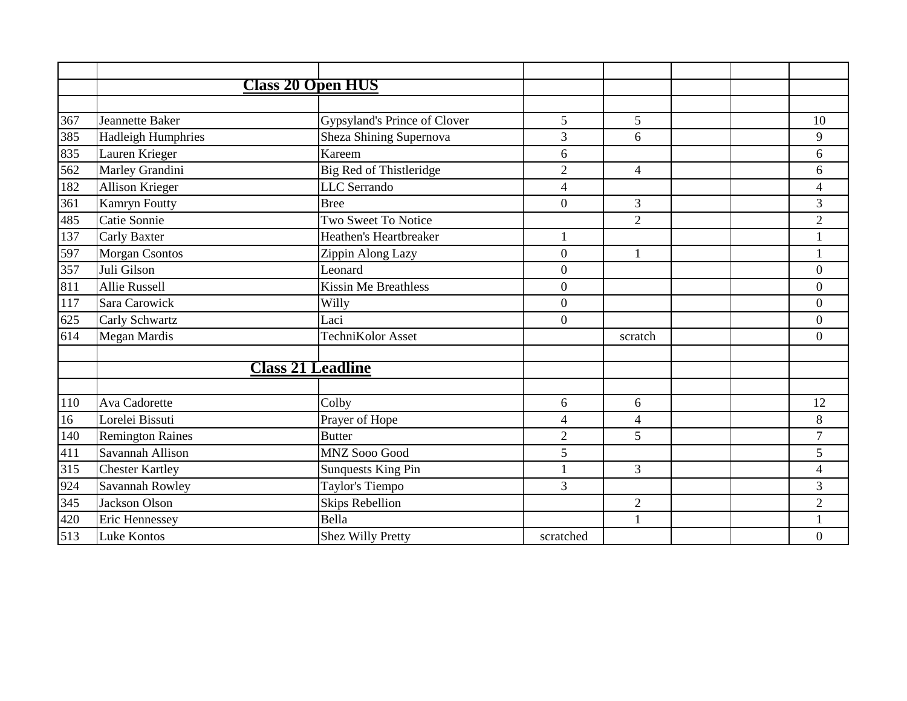| | | | | | | | |
|---|---|---|---|---|---|---|---|
| | **Class 20 Open HUS** | | | | | | |
| | | | | | | | |
| 367 | Jeannette Baker | Gypsyland's Prince of Clover | 5 | 5 | | | 10 |
| 385 | Hadleigh Humphries | Sheza Shining Supernova | 3 | 6 | | | 9 |
| 835 | Lauren Krieger | Kareem | 6 | | | | 6 |
| 562 | Marley Grandini | Big Red of Thistleridge | 2 | 4 | | | 6 |
| 182 | Allison Krieger | LLC Serrando | 4 | | | | 4 |
| 361 | Kamryn Foutty | Bree | 0 | 3 | | | 3 |
| 485 | Catie Sonnie | Two Sweet To Notice | | 2 | | | 2 |
| 137 | Carly Baxter | Heathen's Heartbreaker | 1 | | | | 1 |
| 597 | Morgan Csontos | Zippin Along Lazy | 0 | 1 | | | 1 |
| 357 | Juli Gilson | Leonard | 0 | | | | 0 |
| 811 | Allie Russell | Kissin Me Breathless | 0 | | | | 0 |
| 117 | Sara Carowick | Willy | 0 | | | | 0 |
| 625 | Carly Schwartz | Laci | 0 | | | | 0 |
| 614 | Megan Mardis | TechniKolor Asset | | scratch | | | 0 |
| | | | | | | | |
| | **Class 21 Leadline** | | | | | | |
| | | | | | | | |
| 110 | Ava Cadorette | Colby | 6 | 6 | | | 12 |
| 16 | Lorelei Bissuti | Prayer of Hope | 4 | 4 | | | 8 |
| 140 | Remington Raines | Butter | 2 | 5 | | | 7 |
| 411 | Savannah Allison | MNZ Sooo Good | 5 | | | | 5 |
| 315 | Chester Kartley | Sunquests King Pin | 1 | 3 | | | 4 |
| 924 | Savannah Rowley | Taylor's Tiempo | 3 | | | | 3 |
| 345 | Jackson Olson | Skips Rebellion | | 2 | | | 2 |
| 420 | Eric Hennessey | Bella | | 1 | | | 1 |
| 513 | Luke Kontos | Shez Willy Pretty | scratched | | | | 0 |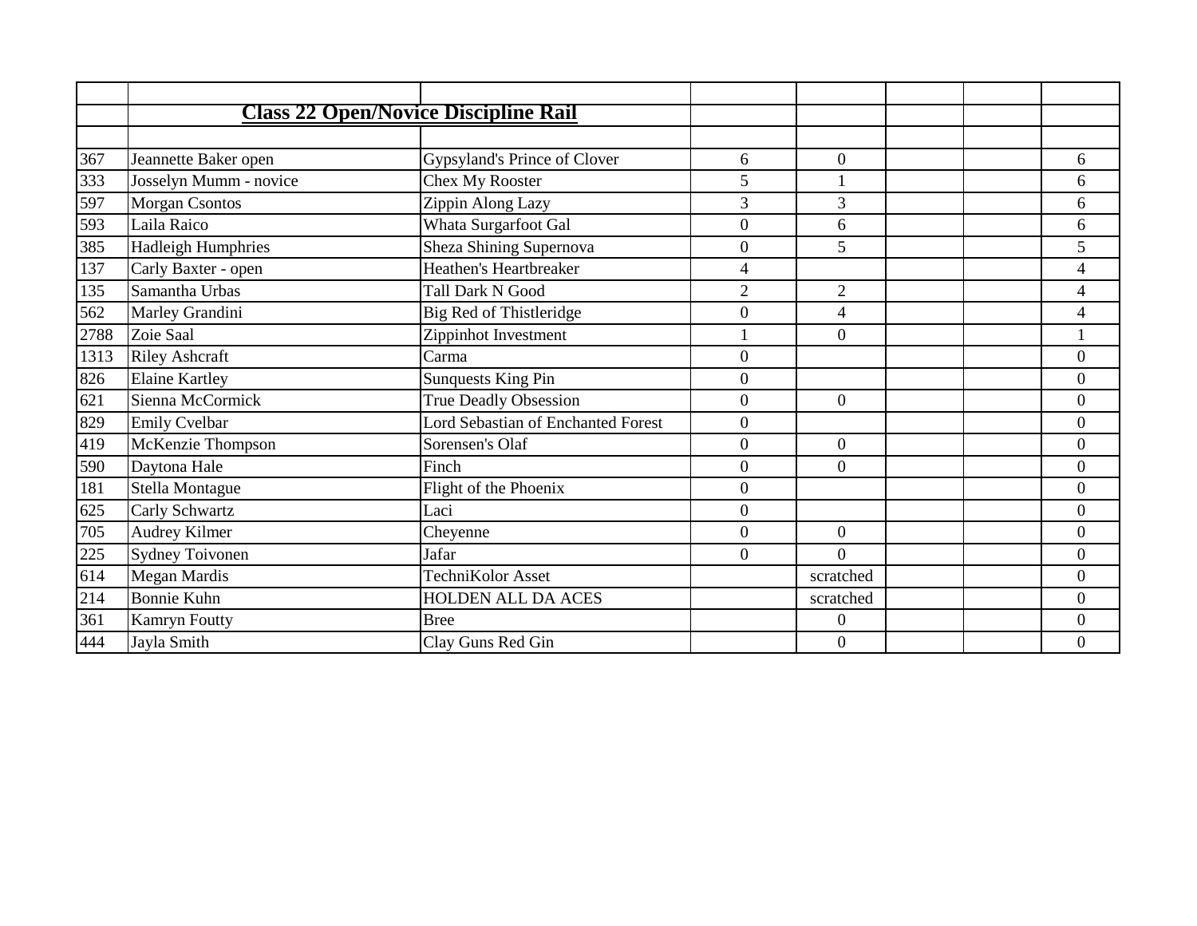| | | | | | | | |
|---|---|---|---|---|---|---|---|
| | **Class 22 Open/Novice Discipline Rail** | | | | | | |
| | | | | | | | |
| 367 | Jeannette Baker open | Gypsyland's Prince of Clover | 6 | 0 | | | 6 |
| 333 | Josselyn Mumm - novice | Chex My Rooster | 5 | 1 | | | 6 |
| 597 | Morgan Csontos | Zippin Along Lazy | 3 | 3 | | | 6 |
| 593 | Laila Raico | Whata Surgarfoot Gal | 0 | 6 | | | 6 |
| 385 | Hadleigh Humphries | Sheza Shining Supernova | 0 | 5 | | | 5 |
| 137 | Carly Baxter - open | Heathen's Heartbreaker | 4 | | | | 4 |
| 135 | Samantha Urbas | Tall Dark N Good | 2 | 2 | | | 4 |
| 562 | Marley Grandini | Big Red of Thistleridge | 0 | 4 | | | 4 |
| 2788 | Zoie Saal | Zippinhot Investment | 1 | 0 | | | 1 |
| 1313 | Riley Ashcraft | Carma | 0 | | | | 0 |
| 826 | Elaine Kartley | Sunquests King Pin | 0 | | | | 0 |
| 621 | Sienna McCormick | True Deadly Obsession | 0 | 0 | | | 0 |
| 829 | Emily Cvelbar | Lord Sebastian of Enchanted Forest | 0 | | | | 0 |
| 419 | McKenzie Thompson | Sorensen's Olaf | 0 | 0 | | | 0 |
| 590 | Daytona Hale | Finch | 0 | 0 | | | 0 |
| 181 | Stella Montague | Flight of the Phoenix | 0 | | | | 0 |
| 625 | Carly Schwartz | Laci | 0 | | | | 0 |
| 705 | Audrey Kilmer | Cheyenne | 0 | 0 | | | 0 |
| 225 | Sydney Toivonen | Jafar | 0 | 0 | | | 0 |
| 614 | Megan Mardis | TechniKolor Asset | | scratched | | | 0 |
| 214 | Bonnie Kuhn | HOLDEN ALL DA ACES | | scratched | | | 0 |
| 361 | Kamryn Foutty | Bree | | 0 | | | 0 |
| 444 | Jayla Smith | Clay Guns Red Gin | | 0 | | | 0 |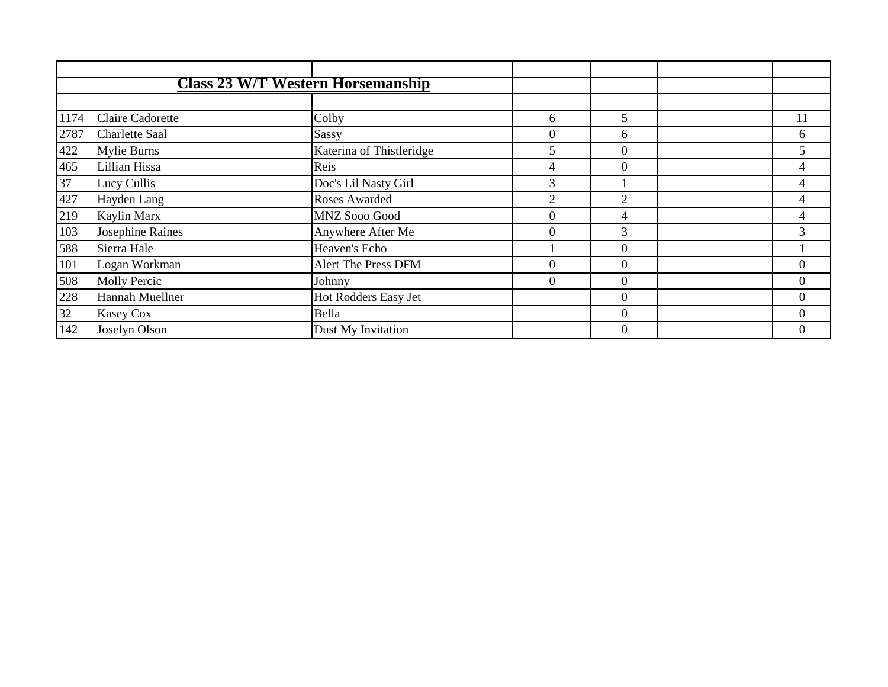## Class 23 W/T Western Horsemanship

| | | | | | | | |
|---|---|---|---|---|---|---|---|
| 1174 | Claire Cadorette | Colby | 6 | 5 | | | 11 |
| 2787 | Charlette Saal | Sassy | 0 | 6 | | | 6 |
| 422 | Mylie Burns | Katerina of Thistleridge | 5 | 0 | | | 5 |
| 465 | Lillian Hissa | Reis | 4 | 0 | | | 4 |
| 37 | Lucy Cullis | Doc's Lil Nasty Girl | 3 | 1 | | | 4 |
| 427 | Hayden Lang | Roses Awarded | 2 | 2 | | | 4 |
| 219 | Kaylin Marx | MNZ Sooo Good | 0 | 4 | | | 4 |
| 103 | Josephine Raines | Anywhere After Me | 0 | 3 | | | 3 |
| 588 | Sierra Hale | Heaven's Echo | 1 | 0 | | | 1 |
| 101 | Logan Workman | Alert The Press DFM | 0 | 0 | | | 0 |
| 508 | Molly Percic | Johnny | 0 | 0 | | | 0 |
| 228 | Hannah Muellner | Hot Rodders Easy Jet | | 0 | | | 0 |
| 32 | Kasey Cox | Bella | | 0 | | | 0 |
| 142 | Joselyn Olson | Dust My Invitation | | 0 | | | 0 |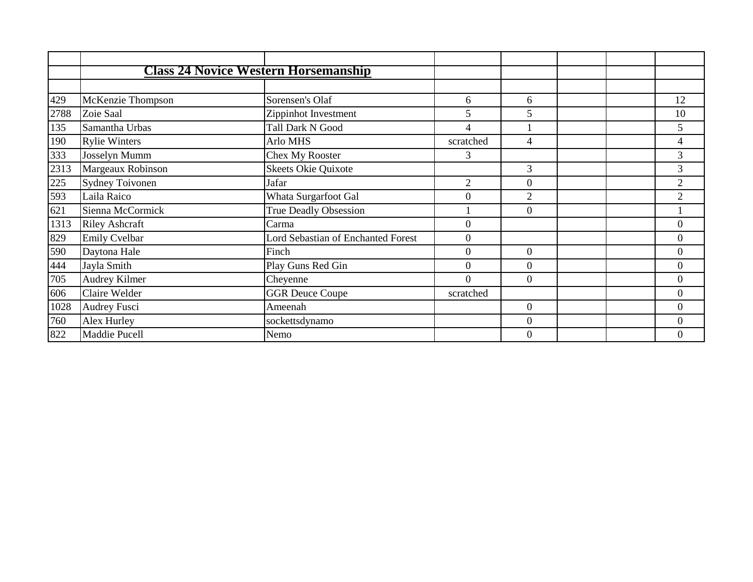| | | | | | | | |
|---|---|---|---|---|---|---|---|
| | **Class 24 Novice Western Horsemanship** | | | | | | |
| | | | | | | | |
| 429 | McKenzie Thompson | Sorensen's Olaf | 6 | 6 | | | 12 |
| 2788 | Zoie Saal | Zippinhot Investment | 5 | 5 | | | 10 |
| 135 | Samantha Urbas | Tall Dark N Good | 4 | 1 | | | 5 |
| 190 | Rylie Winters | Arlo MHS | scratched | 4 | | | 4 |
| 333 | Josselyn Mumm | Chex My Rooster | 3 | | | | 3 |
| 2313 | Margeaux Robinson | Skeets Okie Quixote | | 3 | | | 3 |
| 225 | Sydney Toivonen | Jafar | 2 | 0 | | | 2 |
| 593 | Laila Raico | Whata Surgarfoot Gal | 0 | 2 | | | 2 |
| 621 | Sienna McCormick | True Deadly Obsession | 1 | 0 | | | 1 |
| 1313 | Riley Ashcraft | Carma | 0 | | | | 0 |
| 829 | Emily Cvelbar | Lord Sebastian of Enchanted Forest | 0 | | | | 0 |
| 590 | Daytona Hale | Finch | 0 | 0 | | | 0 |
| 444 | Jayla Smith | Play Guns Red Gin | 0 | 0 | | | 0 |
| 705 | Audrey Kilmer | Cheyenne | 0 | 0 | | | 0 |
| 606 | Claire Welder | GGR Deuce Coupe | scratched | | | | 0 |
| 1028 | Audrey Fusci | Ameenah | | 0 | | | 0 |
| 760 | Alex Hurley | sockettsdynamo | | 0 | | | 0 |
| 822 | Maddie Pucell | Nemo | | 0 | | | 0 |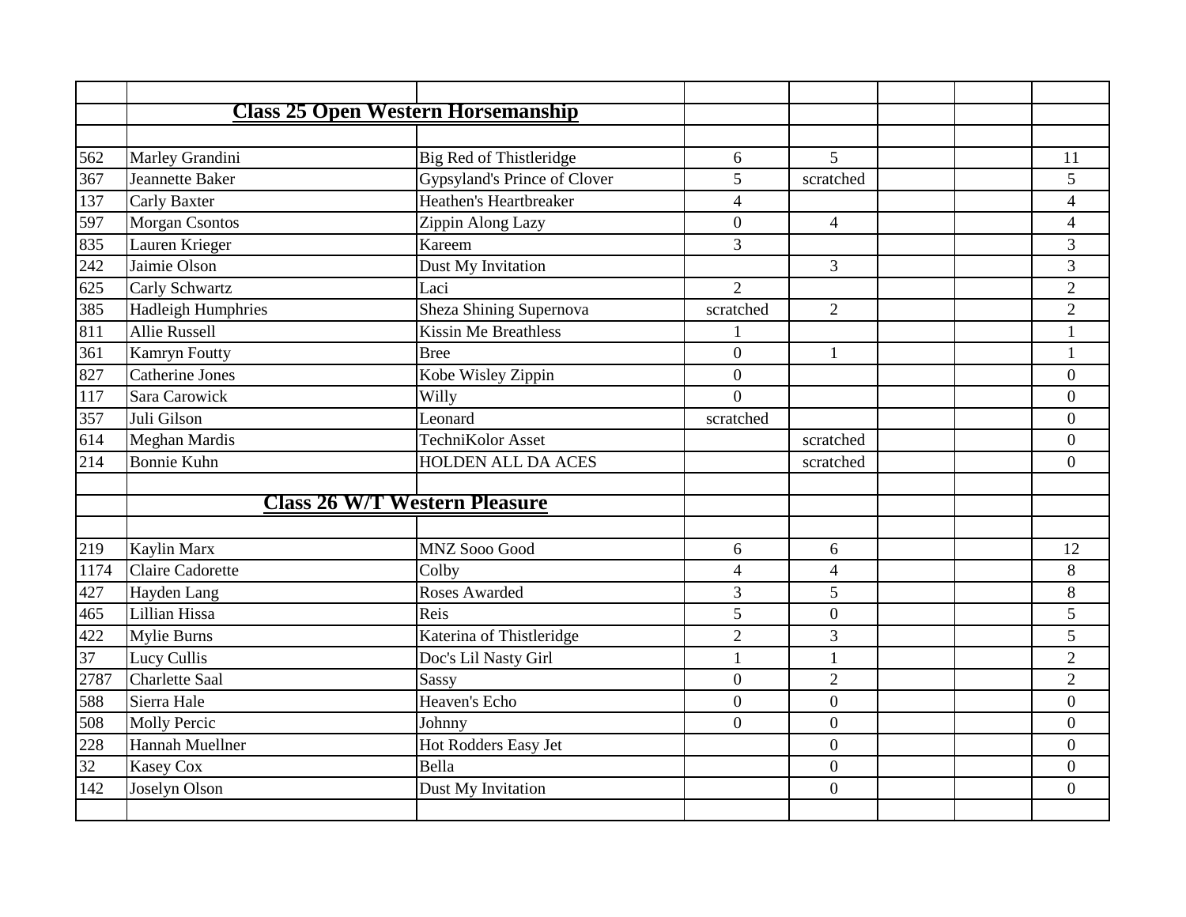## Class 25 Open Western Horsemanship

| | | | | | | | |
|---|---|---|---|---|---|---|---|
| 562 | Marley Grandini | Big Red of Thistleridge | 6 | 5 | | | 11 |
| 367 | Jeannette Baker | Gypsyland's Prince of Clover | 5 | scratched | | | 5 |
| 137 | Carly Baxter | Heathen's Heartbreaker | 4 | | | | 4 |
| 597 | Morgan Csontos | Zippin Along Lazy | 0 | 4 | | | 4 |
| 835 | Lauren Krieger | Kareem | 3 | | | | 3 |
| 242 | Jaimie Olson | Dust My Invitation | | 3 | | | 3 |
| 625 | Carly Schwartz | Laci | 2 | | | | 2 |
| 385 | Hadleigh Humphries | Sheza Shining Supernova | scratched | 2 | | | 2 |
| 811 | Allie Russell | Kissin Me Breathless | 1 | | | | 1 |
| 361 | Kamryn Foutty | Bree | 0 | 1 | | | 1 |
| 827 | Catherine Jones | Kobe Wisley Zippin | 0 | | | | 0 |
| 117 | Sara Carowick | Willy | 0 | | | | 0 |
| 357 | Juli Gilson | Leonard | scratched | | | | 0 |
| 614 | Meghan Mardis | TechniKolor Asset | | scratched | | | 0 |
| 214 | Bonnie Kuhn | HOLDEN ALL DA ACES | | scratched | | | 0 |

## Class 26 W/T Western Pleasure

| | | | | | | | |
|---|---|---|---|---|---|---|---|
| 219 | Kaylin Marx | MNZ Sooo Good | 6 | 6 | | | 12 |
| 1174 | Claire Cadorette | Colby | 4 | 4 | | | 8 |
| 427 | Hayden Lang | Roses Awarded | 3 | 5 | | | 8 |
| 465 | Lillian Hissa | Reis | 5 | 0 | | | 5 |
| 422 | Mylie Burns | Katerina of Thistleridge | 2 | 3 | | | 5 |
| 37 | Lucy Cullis | Doc's Lil Nasty Girl | 1 | 1 | | | 2 |
| 2787 | Charlette Saal | Sassy | 0 | 2 | | | 2 |
| 588 | Sierra Hale | Heaven's Echo | 0 | 0 | | | 0 |
| 508 | Molly Percic | Johnny | 0 | 0 | | | 0 |
| 228 | Hannah Muellner | Hot Rodders Easy Jet | | 0 | | | 0 |
| 32 | Kasey Cox | Bella | | 0 | | | 0 |
| 142 | Joselyn Olson | Dust My Invitation | | 0 | | | 0 |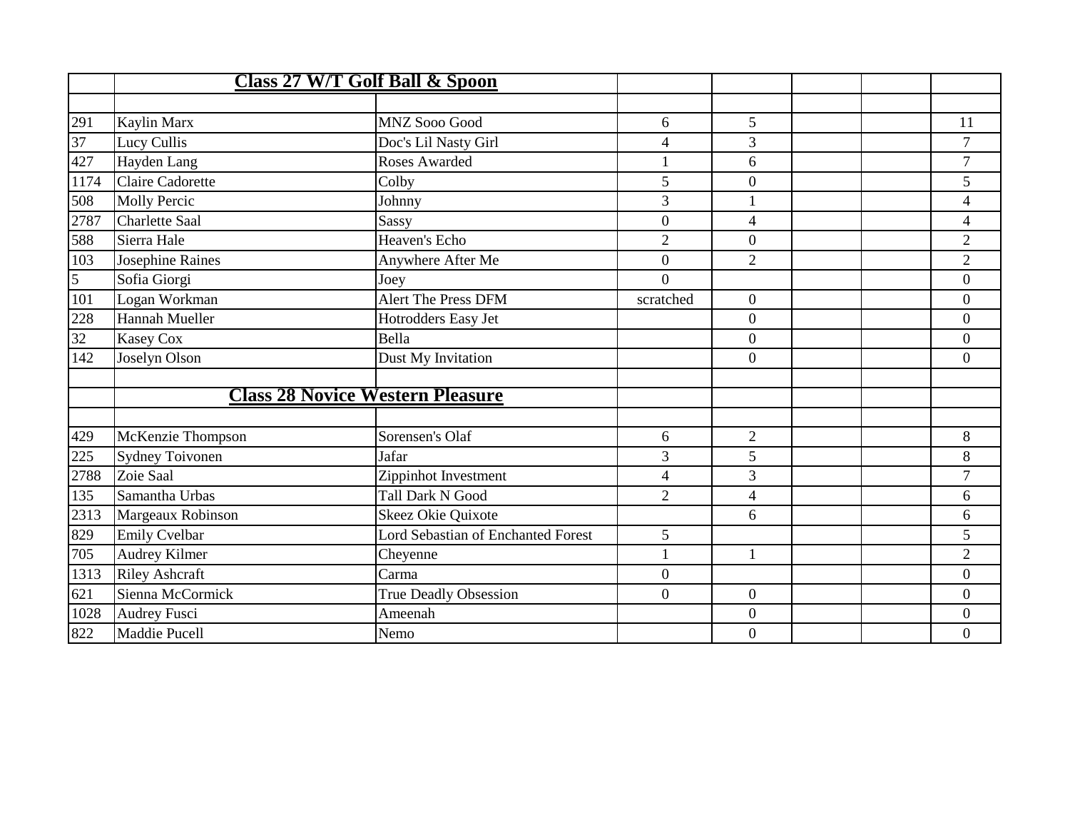| | Class 27 W/T Golf Ball & Spoon | | | | | | |
|---|---|---|---|---|---|---|---|
| | | | | | | | |
| 291 | Kaylin Marx | MNZ Sooo Good | 6 | 5 | | | 11 |
| 37 | Lucy Cullis | Doc's Lil Nasty Girl | 4 | 3 | | | 7 |
| 427 | Hayden Lang | Roses Awarded | 1 | 6 | | | 7 |
| 1174 | Claire Cadorette | Colby | 5 | 0 | | | 5 |
| 508 | Molly Percic | Johnny | 3 | 1 | | | 4 |
| 2787 | Charlette Saal | Sassy | 0 | 4 | | | 4 |
| 588 | Sierra Hale | Heaven's Echo | 2 | 0 | | | 2 |
| 103 | Josephine Raines | Anywhere After Me | 0 | 2 | | | 2 |
| 5 | Sofia Giorgi | Joey | 0 | | | | 0 |
| 101 | Logan Workman | Alert The Press DFM | scratched | 0 | | | 0 |
| 228 | Hannah Mueller | Hotrodders Easy Jet | | 0 | | | 0 |
| 32 | Kasey Cox | Bella | | 0 | | | 0 |
| 142 | Joselyn Olson | Dust My Invitation | | 0 | | | 0 |
| | | | | | | | |
| | Class 28 Novice Western Pleasure | | | | | | |
| | | | | | | | |
| 429 | McKenzie Thompson | Sorensen's Olaf | 6 | 2 | | | 8 |
| 225 | Sydney Toivonen | Jafar | 3 | 5 | | | 8 |
| 2788 | Zoie Saal | Zippinhot Investment | 4 | 3 | | | 7 |
| 135 | Samantha Urbas | Tall Dark N Good | 2 | 4 | | | 6 |
| 2313 | Margeaux Robinson | Skeez Okie Quixote | | 6 | | | 6 |
| 829 | Emily Cvelbar | Lord Sebastian of Enchanted Forest | 5 | | | | 5 |
| 705 | Audrey Kilmer | Cheyenne | 1 | 1 | | | 2 |
| 1313 | Riley Ashcraft | Carma | 0 | | | | 0 |
| 621 | Sienna McCormick | True Deadly Obsession | 0 | 0 | | | 0 |
| 1028 | Audrey Fusci | Ameenah | | 0 | | | 0 |
| 822 | Maddie Pucell | Nemo | | 0 | | | 0 |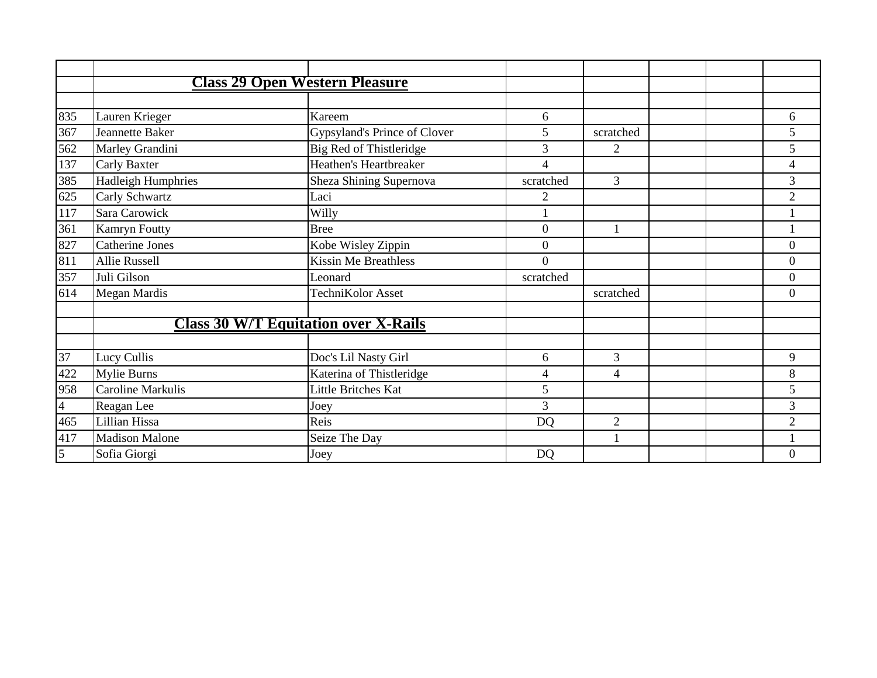| | | | | | | | |
|---|---|---|---|---|---|---|---|
| | **Class 29 Open Western Pleasure** | | | | | | |
| | | | | | | | |
| 835 | Lauren Krieger | Kareem | 6 | | | | 6 |
| 367 | Jeannette Baker | Gypsyland's Prince of Clover | 5 | scratched | | | 5 |
| 562 | Marley Grandini | Big Red of Thistleridge | 3 | 2 | | | 5 |
| 137 | Carly Baxter | Heathen's Heartbreaker | 4 | | | | 4 |
| 385 | Hadleigh Humphries | Sheza Shining Supernova | scratched | 3 | | | 3 |
| 625 | Carly Schwartz | Laci | 2 | | | | 2 |
| 117 | Sara Carowick | Willy | 1 | | | | 1 |
| 361 | Kamryn Foutty | Bree | 0 | 1 | | | 1 |
| 827 | Catherine Jones | Kobe Wisley Zippin | 0 | | | | 0 |
| 811 | Allie Russell | Kissin Me Breathless | 0 | | | | 0 |
| 357 | Juli Gilson | Leonard | scratched | | | | 0 |
| 614 | Megan Mardis | TechniKolor Asset | | scratched | | | 0 |
| | | | | | | | |
| | **Class 30 W/T Equitation over X-Rails** | | | | | | |
| | | | | | | | |
| 37 | Lucy Cullis | Doc's Lil Nasty Girl | 6 | 3 | | | 9 |
| 422 | Mylie Burns | Katerina of Thistleridge | 4 | 4 | | | 8 |
| 958 | Caroline Markulis | Little Britches Kat | 5 | | | | 5 |
| 4 | Reagan Lee | Joey | 3 | | | | 3 |
| 465 | Lillian Hissa | Reis | DQ | 2 | | | 2 |
| 417 | Madison Malone | Seize The Day | | 1 | | | 1 |
| 5 | Sofia Giorgi | Joey | DQ | | | | 0 |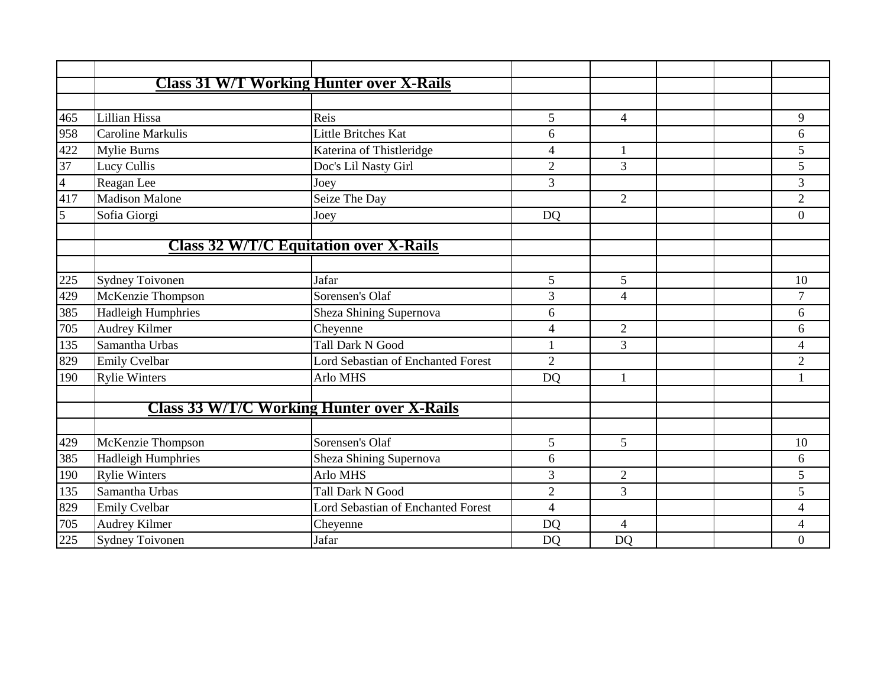| | | | | | | | |
|---|---|---|---|---|---|---|---|
| | **Class 31 W/T Working Hunter over X-Rails** | | | | | | |
| | | | | | | | |
| 465 | Lillian Hissa | Reis | 5 | 4 | | | 9 |
| 958 | Caroline Markulis | Little Britches Kat | 6 | | | | 6 |
| 422 | Mylie Burns | Katerina of Thistleridge | 4 | 1 | | | 5 |
| 37 | Lucy Cullis | Doc's Lil Nasty Girl | 2 | 3 | | | 5 |
| 4 | Reagan Lee | Joey | 3 | | | | 3 |
| 417 | Madison Malone | Seize The Day | | 2 | | | 2 |
| 5 | Sofia Giorgi | Joey | DQ | | | | 0 |
| | | | | | | | |
| | **Class 32 W/T/C Equitation over X-Rails** | | | | | | |
| | | | | | | | |
| 225 | Sydney Toivonen | Jafar | 5 | 5 | | | 10 |
| 429 | McKenzie Thompson | Sorensen's Olaf | 3 | 4 | | | 7 |
| 385 | Hadleigh Humphries | Sheza Shining Supernova | 6 | | | | 6 |
| 705 | Audrey Kilmer | Cheyenne | 4 | 2 | | | 6 |
| 135 | Samantha Urbas | Tall Dark N Good | 1 | 3 | | | 4 |
| 829 | Emily Cvelbar | Lord Sebastian of Enchanted Forest | 2 | | | | 2 |
| 190 | Rylie Winters | Arlo MHS | DQ | 1 | | | 1 |
| | | | | | | | |
| | **Class 33 W/T/C Working Hunter over X-Rails** | | | | | | |
| | | | | | | | |
| 429 | McKenzie Thompson | Sorensen's Olaf | 5 | 5 | | | 10 |
| 385 | Hadleigh Humphries | Sheza Shining Supernova | 6 | | | | 6 |
| 190 | Rylie Winters | Arlo MHS | 3 | 2 | | | 5 |
| 135 | Samantha Urbas | Tall Dark N Good | 2 | 3 | | | 5 |
| 829 | Emily Cvelbar | Lord Sebastian of Enchanted Forest | 4 | | | | 4 |
| 705 | Audrey Kilmer | Cheyenne | DQ | 4 | | | 4 |
| 225 | Sydney Toivonen | Jafar | DQ | DQ | | | 0 |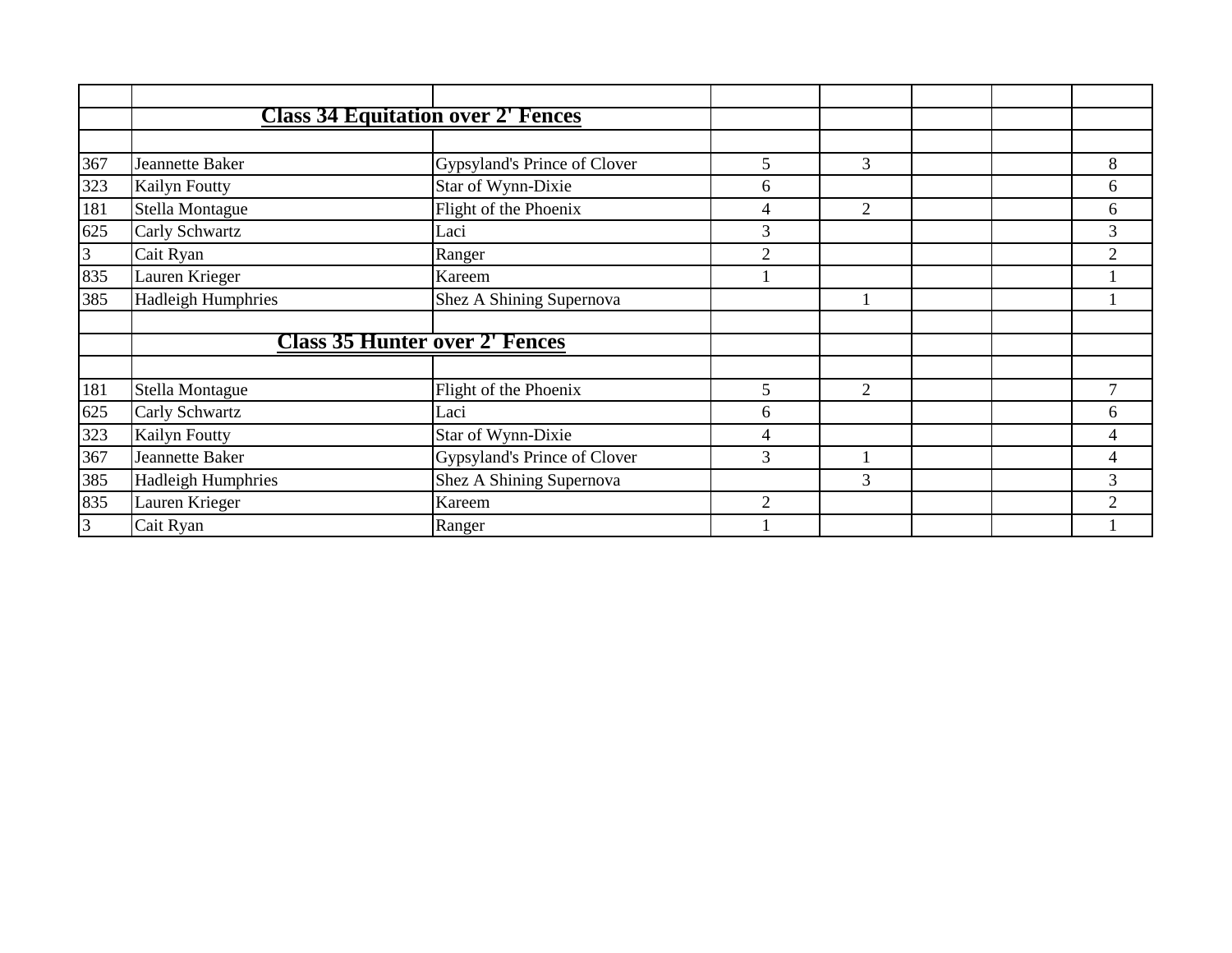| | | | | | | | |
|---|---|---|---|---|---|---|---|
| | **Class 34 Equitation over 2' Fences** | | | | | | |
| | | | | | | | |
| 367 | Jeannette Baker | Gypsyland's Prince of Clover | 5 | 3 | | | 8 |
| 323 | Kailyn Foutty | Star of Wynn-Dixie | 6 | | | | 6 |
| 181 | Stella Montague | Flight of the Phoenix | 4 | 2 | | | 6 |
| 625 | Carly Schwartz | Laci | 3 | | | | 3 |
| 3 | Cait Ryan | Ranger | 2 | | | | 2 |
| 835 | Lauren Krieger | Kareem | 1 | | | | 1 |
| 385 | Hadleigh Humphries | Shez A Shining Supernova | | 1 | | | 1 |
| | | | | | | | |
| | **Class 35 Hunter over 2' Fences** | | | | | | |
| | | | | | | | |
| 181 | Stella Montague | Flight of the Phoenix | 5 | 2 | | | 7 |
| 625 | Carly Schwartz | Laci | 6 | | | | 6 |
| 323 | Kailyn Foutty | Star of Wynn-Dixie | 4 | | | | 4 |
| 367 | Jeannette Baker | Gypsyland's Prince of Clover | 3 | 1 | | | 4 |
| 385 | Hadleigh Humphries | Shez A Shining Supernova | | 3 | | | 3 |
| 835 | Lauren Krieger | Kareem | 2 | | | | 2 |
| 3 | Cait Ryan | Ranger | 1 | | | | 1 |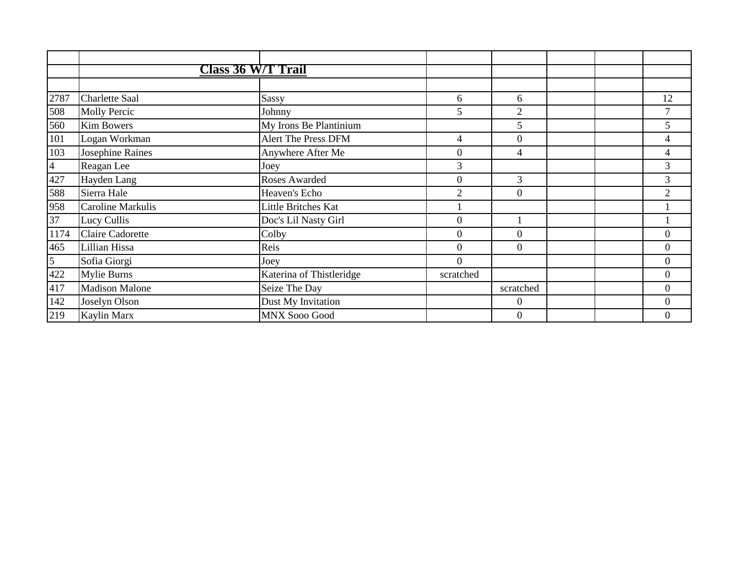| | Class 36 W/T Trail | | | | | | |
|---|---|---|---|---|---|---|---|
| | | | | | | | |
| 2787 | Charlette Saal | Sassy | 6 | 6 | | | 12 |
| 508 | Molly Percic | Johnny | 5 | 2 | | | 7 |
| 560 | Kim Bowers | My Irons Be Plantinium | | 5 | | | 5 |
| 101 | Logan Workman | Alert The Press DFM | 4 | 0 | | | 4 |
| 103 | Josephine Raines | Anywhere After Me | 0 | 4 | | | 4 |
| 4 | Reagan Lee | Joey | 3 | | | | 3 |
| 427 | Hayden Lang | Roses Awarded | 0 | 3 | | | 3 |
| 588 | Sierra Hale | Heaven's Echo | 2 | 0 | | | 2 |
| 958 | Caroline Markulis | Little Britches Kat | 1 | | | | 1 |
| 37 | Lucy Cullis | Doc's Lil Nasty Girl | 0 | 1 | | | 1 |
| 1174 | Claire Cadorette | Colby | 0 | 0 | | | 0 |
| 465 | Lillian Hissa | Reis | 0 | 0 | | | 0 |
| 5 | Sofia Giorgi | Joey | 0 | | | | 0 |
| 422 | Mylie Burns | Katerina of Thistleridge | scratched | | | | 0 |
| 417 | Madison Malone | Seize The Day | | scratched | | | 0 |
| 142 | Joselyn Olson | Dust My Invitation | | 0 | | | 0 |
| 219 | Kaylin Marx | MNX Sooo Good | | 0 | | | 0 |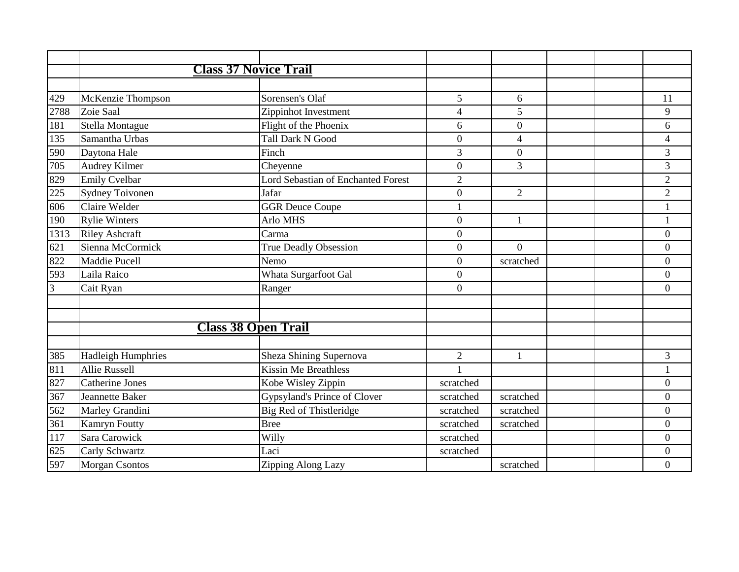| | | | | | | | |
|---|---|---|---|---|---|---|---|
| | **Class 37 Novice Trail** | | | | | | |
| | | | | | | | |
| 429 | McKenzie Thompson | Sorensen's Olaf | 5 | 6 | | | 11 |
| 2788 | Zoie Saal | Zippinhot Investment | 4 | 5 | | | 9 |
| 181 | Stella Montague | Flight of the Phoenix | 6 | 0 | | | 6 |
| 135 | Samantha Urbas | Tall Dark N Good | 0 | 4 | | | 4 |
| 590 | Daytona Hale | Finch | 3 | 0 | | | 3 |
| 705 | Audrey Kilmer | Cheyenne | 0 | 3 | | | 3 |
| 829 | Emily Cvelbar | Lord Sebastian of Enchanted Forest | 2 | | | | 2 |
| 225 | Sydney Toivonen | Jafar | 0 | 2 | | | 2 |
| 606 | Claire Welder | GGR Deuce Coupe | 1 | | | | 1 |
| 190 | Rylie Winters | Arlo MHS | 0 | 1 | | | 1 |
| 1313 | Riley Ashcraft | Carma | 0 | | | | 0 |
| 621 | Sienna McCormick | True Deadly Obsession | 0 | 0 | | | 0 |
| 822 | Maddie Pucell | Nemo | 0 | scratched | | | 0 |
| 593 | Laila Raico | Whata Surgarfoot Gal | 0 | | | | 0 |
| 3 | Cait Ryan | Ranger | 0 | | | | 0 |
| | | | | | | | |
| | | | | | | | |
| | **Class 38 Open Trail** | | | | | | |
| | | | | | | | |
| 385 | Hadleigh Humphries | Sheza Shining Supernova | 2 | 1 | | | 3 |
| 811 | Allie Russell | Kissin Me Breathless | 1 | | | | 1 |
| 827 | Catherine Jones | Kobe Wisley Zippin | scratched | | | | 0 |
| 367 | Jeannette Baker | Gypsyland's Prince of Clover | scratched | scratched | | | 0 |
| 562 | Marley Grandini | Big Red of Thistleridge | scratched | scratched | | | 0 |
| 361 | Kamryn Foutty | Bree | scratched | scratched | | | 0 |
| 117 | Sara Carowick | Willy | scratched | | | | 0 |
| 625 | Carly Schwartz | Laci | scratched | | | | 0 |
| 597 | Morgan Csontos | Zipping Along Lazy | | scratched | | | 0 |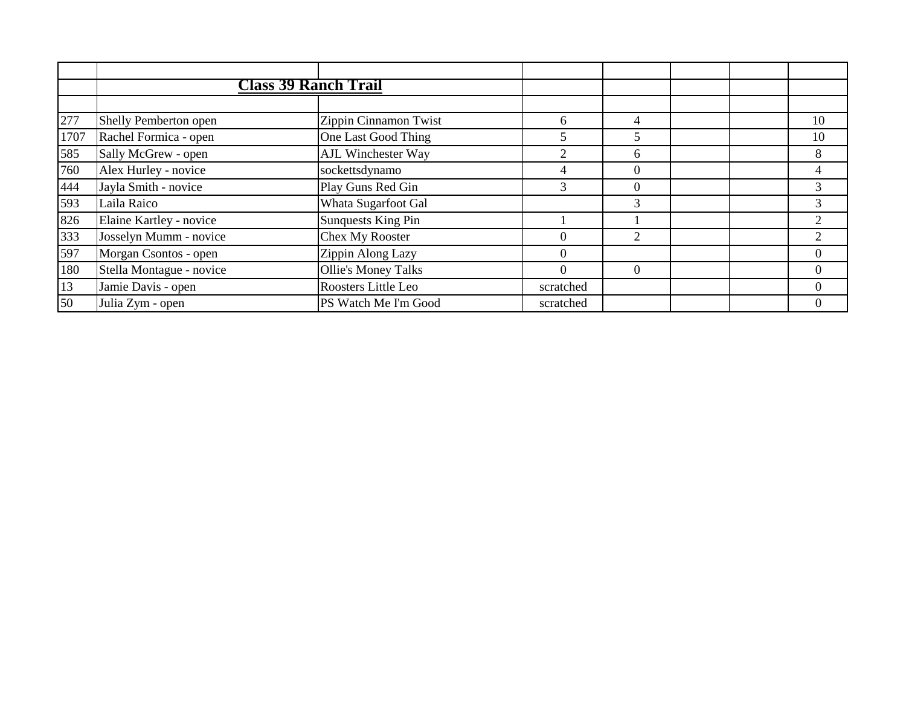| | | | | | | | |
|---|---|---|---|---|---|---|---|
| | **Class 39 Ranch Trail** | | | | | | |
| | | | | | | | |
| 277 | Shelly Pemberton open | Zippin Cinnamon Twist | 6 | 4 | | | 10 |
| 1707 | Rachel Formica - open | One Last Good Thing | 5 | 5 | | | 10 |
| 585 | Sally McGrew - open | AJL Winchester Way | 2 | 6 | | | 8 |
| 760 | Alex Hurley - novice | sockettsdynamo | 4 | 0 | | | 4 |
| 444 | Jayla Smith - novice | Play Guns Red Gin | 3 | 0 | | | 3 |
| 593 | Laila Raico | Whata Sugarfoot Gal | | 3 | | | 3 |
| 826 | Elaine Kartley - novice | Sunquests King Pin | 1 | 1 | | | 2 |
| 333 | Josselyn Mumm - novice | Chex My Rooster | 0 | 2 | | | 2 |
| 597 | Morgan Csontos - open | Zippin Along Lazy | 0 | | | | 0 |
| 180 | Stella Montague - novice | Ollie's Money Talks | 0 | 0 | | | 0 |
| 13 | Jamie Davis - open | Roosters Little Leo | scratched | | | | 0 |
| 50 | Julia Zym - open | PS Watch Me I'm Good | scratched | | | | 0 |